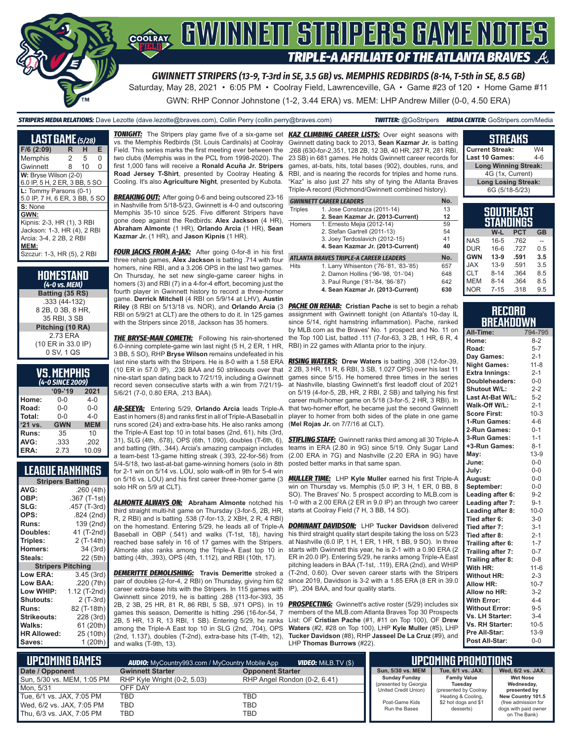# GWINNETT STRIPERS GAME NOTES

## TRIPLE-A AFFILIATE OF THE ATLANTA BRAVES

**GWINNETT STRIPERS (13-9, T-3rd in SE, 3.5 GB) vs. MEMPHIS REDBIRDS (8-14, T-5th in SE, 8.5 GB)**

Saturday, May 28, 2021 • 6:05 PM • Coolray Field, Lawrenceville, GA • Game #23 of 120 • Home Game #11

GWN: RHP Connor Johnstone (1-2, 3.44 ERA) vs. MEM: LHP Andrew Miller (0-0, 4.50 ERA)

**STRIPERS MEDIA RELATIONS:** Dave Lezotte (dave.lezotte@braves.com), Collin Perry (collin.perry@braves.com) **TWITTER:** @GoStripers **MEDIA CENTER:** GoStripers.com/Media

## LAST GAME (5/28)

| F/6 (2:09) | R | H | E |
|---|---|---|---|
| Memphis | 2 | 5 | 0 |
| Gwinnett | 8 | 10 | 0 |

**W:** Bryse Wilson (2-0)
6.0 IP, 5 H, 2 ER, 3 BB, 5 SO

**L:** Tommy Parsons (0-1)
5.0 IP, 7 H, 6 ER, 3 BB, 5 SO

**S:** None

**GWN:**
Kipnis: 2-3, HR (1), 3 RBI
Jackson: 1-3, HR (4), 2 RBI
Arcia: 3-4, 2 2B, 2 RBI

**MEM:**
Szczur: 1-3, HR (5), 2 RBI

## HOMESTAND (4-0 vs. MEM)

**Batting (35 RS)**
.333 (44-132)
8 2B, 0 3B, 8 HR,
35 RBI, 3 SB

**Pitching (10 RA)**
2.73 ERA
(10 ER in 33.0 IP)
0 SV, 1 QS

## VS. MEMPHIS (4-0 SINCE 2009)

| | '09-'19 | 2021 |
|---|---|---|
| Home: | 0-0 | 4-0 |
| Road: | 0-0 | 0-0 |
| Total: | 0-0 | 4-0 |
| '21 vs. | GWN | MEM |
| Runs: | 35 | 10 |
| AVG: | .333 | .202 |
| ERA: | 2.73 | 10.09 |

## LEAGUE RANKINGS

| Stripers Batting | |
|---|---|
| AVG: | .260 (4th) |
| OBP: | .367 (T-1st) |
| SLG: | .457 (T-3rd) |
| OPS: | .824 (2nd) |
| Runs: | 139 (2nd) |
| Doubles: | 41 (T-2nd) |
| Triples: | 2 (T-14th) |
| Homers: | 34 (3rd) |
| Steals: | 22 (5th) |
| **Stripers Pitching** | |
| Low ERA: | 3.45 (3rd) |
| Low BAA: | .220 (7th) |
| Low WHIP: | 1.12 (T-2nd) |
| Shutouts: | 2 (T-3rd) |
| Runs: | 82 (T-18th) |
| Strikeouts: | 228 (3rd) |
| Walks: | 61 (20th) |
| HR Allowed: | 25 (10th) |
| Saves: | 1 (20th) |

***TONIGHT:*** The Stripers play game five of a six-game set vs. the Memphis Redbirds (St. Louis Cardinals) at Coolray Field. This series marks the first meeting ever between the two clubs (Memphis was in the PCL from 1998-2020). The first 1,000 fans will receive a **Ronald Acuña Jr. Stripers Road Jersey T-Shirt**, presented by Coolray Heating & Cooling. It's also **Agriculture Night**, presented by Kubota.

***BREAKING OUT:*** After going 0-6 and being outscored 23-16 in Nashville from 5/18-5/23, Gwinnett is 4-0 and outscoring Memphis 35-10 since 5/25. Five different Stripers have gone deep against the Redbirds: **Alex Jackson** (4 HR), **Abraham Almonte** (1 HR), **Orlando Arcia** (1 HR), **Sean Kazmar Jr.** (1 HR), and **Jason Kipnis** (1 HR).

***FOUR JACKS FROM A-JAX:*** After going 0-for-8 in his first three rehab games, **Alex Jackson** is batting .714 with four homers, nine RBI, and a 3.206 OPS in the last two games. On Thursday, he set new single-game career highs in homers (3) and RBI (7) in a 4-for-4 effort, becoming just the fourth player in Gwinnett history to record a three-homer game. **Derrick Mitchell** (4 RBI on 5/9/14 at LHV), **Austin Riley** (8 RBI on 5/13/18 vs. NOR), and **Orlando Arcia** (3 RBI on 5/9/21 at CLT) are the others to do it. In 125 games with the Stripers since 2018, Jackson has 35 homers.

***THE BRYSE-MAN COMETH:*** Following his rain-shortened 6.0-inning complete-game win last night (5 H, 2 ER, 1 HR, 3 BB, 5 SO), RHP **Bryse Wilson** remains undefeated in his last nine starts with the Stripers. He is 8-0 with a 1.58 ERA (10 ER in 57.0 IP), .236 BAA and 50 strikeouts over that nine-start span dating back to 7/21/19, including a Gwinnett record seven consecutive starts with a win from 7/21/19-5/6/21 (7-0, 0.80 ERA, .213 BAA).

***AR-SEEYA:*** Entering 5/29, **Orlando Arcia** leads Triple-A East in homers (8) and ranks first in all of Triple-A Baseball in runs scored (24) and extra-base hits. He also ranks among the Triple-A East top 10 in total bases (2nd, 61), hits (3rd, 31), SLG (4th, .678), OPS (6th, 1.090), doubles (T-6th, 6), and batting (9th, .344). Arcia's amazing campaign includes a team-best 13-game hitting streak (.393, 22-for-56) from 5/4-5/18, two last-at-bat game-winning homers (solo in 8th for 2-1 win on 5/14 vs. LOU, solo walk-off in 9th for 5-4 win on 5/16 vs. LOU) and his first career three-homer game (3 solo HR on 5/9 at CLT).

***ALMONTE ALWAYS ON:*** **Abraham Almonte** notched his third straight multi-hit game on Thursday (3-for-5, 2B, HR, R, 2 RBI) and is batting .538 (7-for-13, 2 XBH, 2 R, 4 RBI) on the homestand. Entering 5/29, he leads all of Triple-A Baseball in OBP (.541) and walks (T-1st, 18), having reached base safely in 16 of 17 games with the Stripers. Almonte also ranks among the Triple-A East top 10 in batting (4th, .393), OPS (4th, 1.112), and RBI (10th, 17).

***DEMERITTE DEMOLISHING:*** **Travis Demeritte** stroked a pair of doubles (2-for-4, 2 RBI) on Thursday, giving him 62 career extra-base hits with the Stripers. In 115 games with Gwinnett since 2019, he is batting .288 (113-for-393, 35 2B, 2 3B, 25 HR, 81 R, 86 RBI, 5 SB, .971 OPS). In 19 games this season, Demeritte is hitting .296 (16-for-54, 7 2B, 5 HR, 13 R, 13 RBI, 1 SB). Entering 5/29, he ranks among the Triple-A East top 10 in SLG (2nd, .704), OPS (2nd, 1.137), doubles (T-2nd), extra-base hits (T-4th, 12), and walks (T-9th, 13).

***KAZ CLIMBING CAREER LISTS:*** Over eight seasons with Gwinnett dating back to 2013, **Sean Kazmar Jr.** is batting .268 (630-for-2,351, 128 2B, 12 3B, 40 HR, 287 R, 281 RBI, 23 SB) in 681 games. He holds Gwinnett career records for games, at-bats, hits, total bases (902), doubles, runs, and RBI, and is nearing the records for triples and home runs. "Kaz" is also just 27 hits shy of tying the Atlanta Braves Triple-A record (Richmond/Gwinnett combined history).

| GWINNETT CAREER LEADERS | | No. |
|---|---|---|
| Triples | 1. Jose Constanza (2011-14) | 13 |
| | **2. Sean Kazmar Jr. (2013-Current)** | **12** |
| Homers | 1. Ernesto Mejia (2012-14) | 59 |
| | 2. Stefan Gartrell (2011-13) | 54 |
| | 3. Joey Terdoslavich (2012-15) | 41 |
| | **4. Sean Kazmar Jr. (2013-Current)** | **40** |
| **ATLANTA BRAVES TRIPLE-A CAREER LEADERS** | | **No.** |
| Hits | 1. Larry Whisenton ('76-'81, '83-'85) | 657 |
| | 2. Damon Hollins ('96-'98, '01-'04) | 648 |
| | 3. Paul Runge ('81-'84, '86-'87) | 642 |
| | **4. Sean Kazmar Jr. (2013-Current)** | **630** |

***PACHE ON REHAB:*** **Cristian Pache** is set to begin a rehab assignment with Gwinnett tonight (on Atlanta's 10-day IL since 5/14, right hamstring inflammation). Pache, ranked by MLB.com as the Braves' No. 1 prospect and No. 11 on the Top 100 List, batted .111 (7-for-63, 3 2B, 1 HR, 6 R, 4 RBI) in 22 games with Atlanta prior to the injury.

***RISING WATERS:*** **Drew Waters** is batting .308 (12-for-39, 2 2B, 3 HR, 11 R, 6 RBI, 3 SB, 1.027 OPS) over his last 11 games since 5/15. He homered three times in the series at Nashville, blasting Gwinnett's first leadoff clout of 2021 on 5/19 (4-for-5, 2B, HR, 2 RBI, 2 SB) and tallying his first career multi-homer game on 5/18 (3-for-5, 2 HR, 3 RBI). In that two-homer effort, he became just the second Gwinnett player to homer from both sides of the plate in one game (**Mel Rojas Jr.** on 7/7/16 at CLT).

***STIFLING STAFF:*** Gwinnett ranks third among all 30 Triple-A teams in ERA (2.80 in 9G) since 5/19. Only Sugar Land (2.00 ERA in 7G) and Nashville (2.20 ERA in 9G) have posted better marks in that same span.

***MULLER TIME:*** LHP **Kyle Muller** earned his first Triple-A win on Thursday vs. Memphis (5.0 IP, 3 H, 1 ER, 0 BB, 8 SO). The Braves' No. 5 prospect according to MLB.com is 1-0 with a 2.00 ERA (2 ER in 9.0 IP) an through two career starts at Coolray Field (7 H, 3 BB, 14 SO).

***DOMINANT DAVIDSON:*** LHP **Tucker Davidson** delivered his third straight quality start despite taking the loss on 5/23 at Nashville (6.0 IP, 1 H, 1 ER, 1 HR, 1 BB, 9 SO). In three starts with Gwinnett this year, he is 2-1 with a 0.90 ERA (2 ER in 20.0 IP). Entering 5/29, he ranks among Triple-A East pitching leaders in BAA (T-1st, .119), ERA (2nd), and WHIP (T-2nd, 0.60). Over seven career starts with the Stripers since 2019, Davidson is 3-2 with a 1.85 ERA (8 ER in 39.0 IP), .204 BAA, and four quality starts.

***PROSPECTING:*** Gwinnett's active roster (5/29) includes six members of the MLB.com Atlanta Braves Top 30 Prospects List: OF **Cristian Pache** (#1, #11 on Top 100), OF **Drew Waters** (#2, #28 on Top 100), LHP **Kyle Muller** (#5), LHP **Tucker Davidson** (#8), RHP **Jasseel De La Cruz** (#9), and LHP **Thomas Burrows** (#22).

## STREAKS

| | |
|---|---|
| Current Streak: | W4 |
| Last 10 Games: | 4-6 |
| **Long Winning Streak:** | |
| 4G (1x, Current) | |
| **Long Losing Streak:** | |
| 6G (5/18-5/23) | |

## SOUTHEAST STANDINGS

| | W-L | PCT | GB |
|---|---|---|---|
| NAS | 16-5 | .762 | -- |
| DUR | 16-6 | .727 | 0.5 |
| **GWN** | **13-9** | **.591** | **3.5** |
| JAX | 13-9 | .591 | 3.5 |
| CLT | 8-14 | .364 | 8.5 |
| MEM | 8-14 | .364 | 8.5 |
| NOR | 7-15 | .318 | 9.5 |

## RECORD BREAKDOWN

| | |
|---|---|
| All-Time: | 794-795 |
| Home: | 8-2 |
| Road: | 5-7 |
| Day Games: | 2-1 |
| Night Games: | 11-8 |
| Extra Innings: | 2-1 |
| Doubleheaders: | 0-0 |
| Shutout W/L: | 2-2 |
| Last At-Bat W/L: | 5-2 |
| Walk-Off W/L: | 2-1 |
| Score First: | 10-3 |
| 1-Run Games: | 4-6 |
| 2-Run Games: | 0-1 |
| 3-Run Games: | 1-1 |
| +3-Run Games: | 8-1 |
| May: | 13-9 |
| June: | 0-0 |
| July: | 0-0 |
| August: | 0-0 |
| September: | 0-0 |
| Leading after 6: | 9-2 |
| Leading after 7: | 9-1 |
| Leading after 8: | 10-0 |
| Tied after 6: | 3-0 |
| Tied after 7: | 3-1 |
| Tied after 8: | 2-1 |
| Trailing after 6: | 1-7 |
| Trailing after 7: | 0-7 |
| Trailing after 8: | 0-8 |
| With HR: | 11-6 |
| Without HR: | 2-3 |
| Allow HR: | 10-7 |
| Allow no HR: | 3-2 |
| With Error: | 4-4 |
| Without Error: | 9-5 |
| Vs. LH Starter: | 3-4 |
| Vs. RH Starter: | 10-5 |
| Pre All-Star: | 13-9 |
| Post All-Star: | 0-0 |

## UPCOMING GAMES

**AUDIO:** MyCountry993.com / MyCountry Mobile App **VIDEO:** MiLB.TV ($)

| Date / Opponent | Gwinnett Starter | Opponent Starter |
|---|---|---|
| Sun, 5/30 vs. MEM, 1:05 PM | RHP Kyle Wright (0-2, 5.03) | RHP Angel Rondon (0-2, 6.41) |
| Mon, 5/31 | OFF DAY | |
| Tue, 6/1 vs. JAX, 7:05 PM | TBD | TBD |
| Wed, 6/2 vs. JAX, 7:05 PM | TBD | TBD |
| Thu, 6/3 vs. JAX, 7:05 PM | TBD | TBD |

## UPCOMING PROMOTIONS

| Sun, 5/30 vs. MEM | Tue, 6/1 vs. JAX: | Wed, 6/2 vs. JAX: |
|---|---|---|
| **Sunday Funday** (presented by Georgia United Credit Union) Post-Game Kids Run the Bases | **Family Value Tuesday** (presented by Coolray Heating & Cooling, $2 hot dogs and $1 desserts) | **Wet Nose Wednesday, presented by New Country 101.5** (free admission for dogs with paid owner on The Bank) |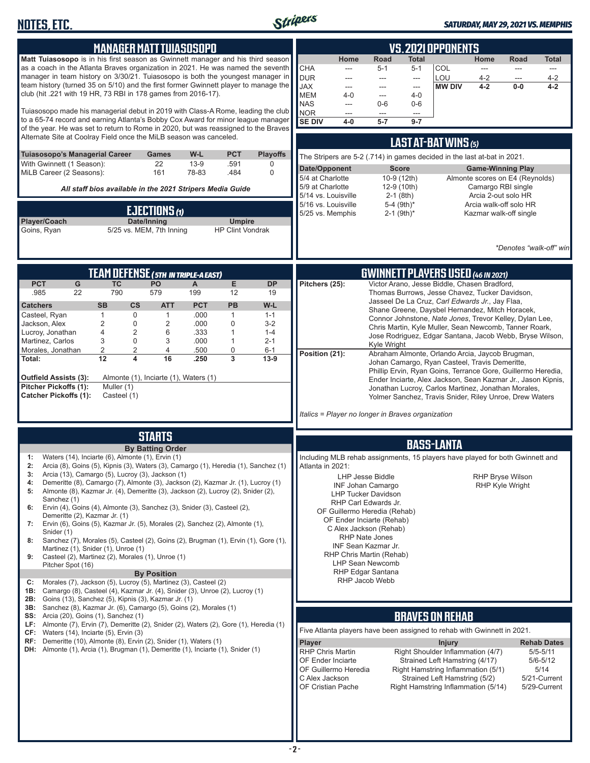# NOTES, ETC.

*SATURDAY, MAY 29, 2021 VS. MEMPHIS*

## MANAGER MATT TUIASOSOPO

**Matt Tuiasosopo** is in his first season as Gwinnett manager and his third season as a coach in the Atlanta Braves organization in 2021. He was named the seventh manager in team history on 3/30/21. Tuiasosopo is both the youngest manager in team history (turned 35 on 5/10) and the first former Gwinnett player to manage the club (hit .221 with 19 HR, 73 RBI in 178 games from 2016-17).

Tuiasosopo made his managerial debut in 2019 with Class-A Rome, leading the club to a 65-74 record and earning Atlanta's Bobby Cox Award for minor league manager of the year. He was set to return to Rome in 2020, but was reassigned to the Braves Alternate Site at Coolray Field once the MiLB season was canceled.

| Tuiasosopo's Managerial Career | Games | W-L | PCT | Playoffs |
|---|---|---|---|---|
| With Gwinnett (1 Season): | 22 | 13-9 | .591 | 0 |
| MiLB Career (2 Seasons): | 161 | 78-83 | .484 | 0 |

*All staff bios available in the 2021 Stripers Media Guide*

## EJECTIONS (1)

| Player/Coach | Date/Inning | Umpire |
|---|---|---|
| Goins, Ryan | 5/25 vs. MEM, 7th Inning | HP Clint Vondrak |

## VS. 2021 OPPONENTS

| | Home | Road | Total | | Home | Road | Total |
|---|---|---|---|---|---|---|---|
| CHA | --- | 5-1 | 5-1 | COL | --- | --- | --- |
| DUR | --- | --- | --- | LOU | 4-2 | --- | 4-2 |
| JAX | --- | --- | --- | **MW DIV** | **4-2** | **0-0** | **4-2** |
| MEM | 4-0 | --- | 4-0 | | | | |
| NAS | --- | 0-6 | 0-6 | | | | |
| NOR | --- | --- | --- | | | | |
| **SE DIV** | **4-0** | **5-7** | **9-7** | | | | |

## LAST AT-BAT WINS (5)

The Stripers are 5-2 (.714) in games decided in the last at-bat in 2021.

| Date/Opponent | Score | Game-Winning Play |
|---|---|---|
| 5/4 at Charlotte | 10-9 (12th) | Almonte scores on E4 (Reynolds) |
| 5/9 at Charlotte | 12-9 (10th) | Camargo RBI single |
| 5/14 vs. Louisville | 2-1 (8th) | Arcia 2-out solo HR |
| 5/16 vs. Louisville | 5-4 (9th)* | Arcia walk-off solo HR |
| 5/25 vs. Memphis | 2-1 (9th)* | Kazmar walk-off single |

*\*Denotes "walk-off" win*

## TEAM DEFENSE (5TH IN TRIPLE-A EAST)

| PCT | G | TC | PO | A | E | DP |
|---|---|---|---|---|---|---|
| .985 | 22 | 790 | 579 | 199 | 12 | 19 |

| Catchers | SB | CS | ATT | PCT | PB | W-L |
|---|---|---|---|---|---|---|
| Casteel, Ryan | 1 | 0 | 1 | .000 | 1 | 1-1 |
| Jackson, Alex | 2 | 0 | 2 | .000 | 0 | 3-2 |
| Lucroy, Jonathan | 4 | 2 | 6 | .333 | 1 | 1-4 |
| Martinez, Carlos | 3 | 0 | 3 | .000 | 1 | 2-1 |
| Morales, Jonathan | 2 | 2 | 4 | .500 | 0 | 6-1 |
| **Total:** | **12** | **4** | **16** | **.250** | **3** | **13-9** |

**Outfield Assists (3):** Almonte (1), Inciarte (1), Waters (1)
**Pitcher Pickoffs (1):** Muller (1)
**Catcher Pickoffs (1):** Casteel (1)

## GWINNETT PLAYERS USED (46 IN 2021)

**Pitchers (25):** Victor Arano, Jesse Biddle, Chasen Bradford, Thomas Burrows, Jesse Chavez, Tucker Davidson, Jasseel De La Cruz, *Carl Edwards Jr.*, Jay Flaa, Shane Greene, Daysbel Hernandez, Mitch Horacek, Connor Johnstone, *Nate Jones*, Trevor Kelley, Dylan Lee, Chris Martin, Kyle Muller, Sean Newcomb, Tanner Roark, Jose Rodriguez, Edgar Santana, Jacob Webb, Bryse Wilson, Kyle Wright

**Position (21):** Abraham Almonte, Orlando Arcia, Jaycob Brugman, Johan Camargo, Ryan Casteel, Travis Demeritte, Phillip Ervin, Ryan Goins, Terrance Gore, Guillermo Heredia, Ender Inciarte, Alex Jackson, Sean Kazmar Jr., Jason Kipnis, Jonathan Lucroy, Carlos Martinez, Jonathan Morales, Yolmer Sanchez, Travis Snider, Riley Unroe, Drew Waters

*Italics = Player no longer in Braves organization*

## STARTS

**By Batting Order**

1: Waters (14), Inciarte (6), Almonte (1), Ervin (1)
2: Arcia (8), Goins (5), Kipnis (3), Waters (3), Camargo (1), Heredia (1), Sanchez (1)
3: Arcia (13), Camargo (5), Lucroy (3), Jackson (1)
4: Demeritte (8), Camargo (7), Almonte (3), Jackson (2), Kazmar Jr. (1), Lucroy (1)
5: Almonte (8), Kazmar Jr. (4), Demeritte (3), Jackson (2), Lucroy (2), Snider (2), Sanchez (1)
6: Ervin (4), Goins (4), Almonte (3), Sanchez (3), Snider (3), Casteel (2), Demeritte (2), Kazmar Jr. (1)
7: Ervin (6), Goins (5), Kazmar Jr. (5), Morales (2), Sanchez (2), Almonte (1), Snider (1)
8: Sanchez (7), Morales (5), Casteel (2), Goins (2), Brugman (1), Ervin (1), Gore (1), Martinez (1), Snider (1), Unroe (1)
9: Casteel (2), Martinez (2), Morales (1), Unroe (1), Pitcher Spot (16)

**By Position**

C: Morales (7), Jackson (5), Lucroy (5), Martinez (3), Casteel (2)
1B: Camargo (8), Casteel (4), Kazmar Jr. (4), Snider (3), Unroe (2), Lucroy (1)
2B: Goins (13), Sanchez (5), Kipnis (3), Kazmar Jr. (1)
3B: Sanchez (8), Kazmar Jr. (6), Camargo (5), Goins (2), Morales (1)
SS: Arcia (20), Goins (1), Sanchez (1)
LF: Almonte (7), Ervin (7), Demeritte (2), Snider (2), Waters (2), Gore (1), Heredia (1)
CF: Waters (14), Inciarte (5), Ervin (3)
RF: Demeritte (10), Almonte (8), Ervin (2), Snider (1), Waters (1)
DH: Almonte (1), Arcia (1), Brugman (1), Demeritte (1), Inciarte (1), Snider (1)

## BASS-LANTA

Including MLB rehab assignments, 15 players have played for both Gwinnett and Atlanta in 2021:

- LHP Jesse Biddle
- INF Johan Camargo
- LHP Tucker Davidson
- RHP Carl Edwards Jr.
- OF Guillermo Heredia (Rehab)
- OF Ender Inciarte (Rehab)
- C Alex Jackson (Rehab)
- RHP Nate Jones
- INF Sean Kazmar Jr.
- RHP Chris Martin (Rehab)
- LHP Sean Newcomb
- RHP Edgar Santana
- RHP Jacob Webb
- RHP Bryse Wilson
- RHP Kyle Wright

## BRAVES ON REHAB

Five Atlanta players have been assigned to rehab with Gwinnett in 2021.

| Player | Injury | Rehab Dates |
|---|---|---|
| RHP Chris Martin | Right Shoulder Inflammation (4/7) | 5/5-5/11 |
| OF Ender Inciarte | Strained Left Hamstring (4/17) | 5/6-5/12 |
| OF Guillermo Heredia | Right Hamstring Inflammation (5/1) | 5/14 |
| C Alex Jackson | Strained Left Hamstring (5/2) | 5/21-Current |
| OF Cristian Pache | Right Hamstring Inflammation (5/14) | 5/29-Current |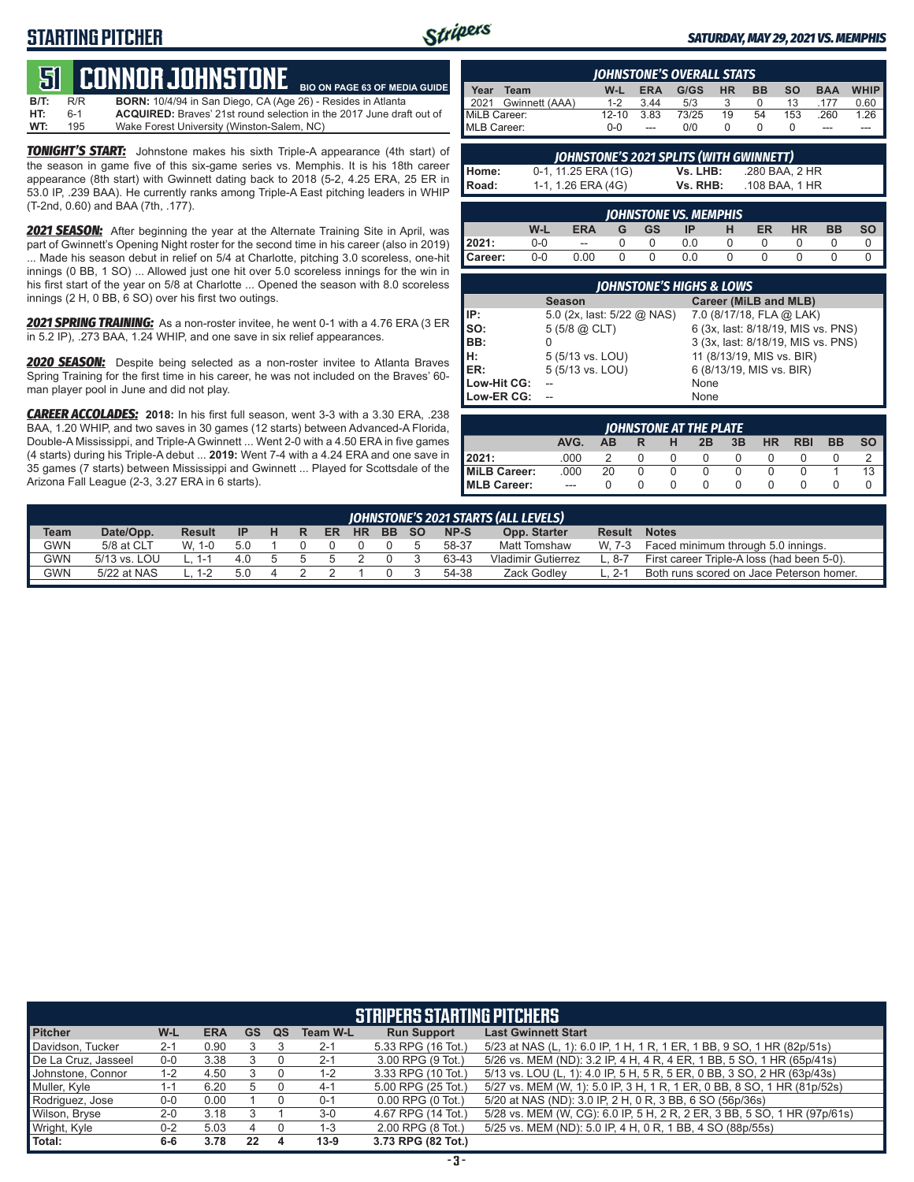## STARTING PITCHER

*SATURDAY, MAY 29, 2021 VS. MEMPHIS*

# 51 CONNOR JOHNSTONE

BIO ON PAGE 63 OF MEDIA GUIDE

**B/T:** R/R **BORN:** 10/4/94 in San Diego, CA (Age 26) - Resides in Atlanta
**HT:** 6-1 **ACQUIRED:** Braves' 21st round selection in the 2017 June draft out of
**WT:** 195 Wake Forest University (Winston-Salem, NC)

***TONIGHT'S START:*** Johnstone makes his sixth Triple-A appearance (4th start) of the season in game five of this six-game series vs. Memphis. It is his 18th career appearance (8th start) with Gwinnett dating back to 2018 (5-2, 4.25 ERA, 25 ER in 53.0 IP, .239 BAA). He currently ranks among Triple-A East pitching leaders in WHIP (T-2nd, 0.60) and BAA (7th, .177).

***2021 SEASON:*** After beginning the year at the Alternate Training Site in April, was part of Gwinnett's Opening Night roster for the second time in his career (also in 2019) ... Made his season debut in relief on 5/4 at Charlotte, pitching 3.0 scoreless, one-hit innings (0 BB, 1 SO) ... Allowed just one hit over 5.0 scoreless innings for the win in his first start of the year on 5/8 at Charlotte ... Opened the season with 8.0 scoreless innings (2 H, 0 BB, 6 SO) over his first two outings.

***2021 SPRING TRAINING:*** As a non-roster invitee, he went 0-1 with a 4.76 ERA (3 ER in 5.2 IP), .273 BAA, 1.24 WHIP, and one save in six relief appearances.

***2020 SEASON:*** Despite being selected as a non-roster invitee to Atlanta Braves Spring Training for the first time in his career, he was not included on the Braves' 60-man player pool in June and did not play.

***CAREER ACCOLADES:*** **2018:** In his first full season, went 3-3 with a 3.30 ERA, .238 BAA, 1.20 WHIP, and two saves in 30 games (12 starts) between Advanced-A Florida, Double-A Mississippi, and Triple-A Gwinnett ... Went 2-0 with a 4.50 ERA in five games (4 starts) during his Triple-A debut ... **2019:** Went 7-4 with a 4.24 ERA and one save in 35 games (7 starts) between Mississippi and Gwinnett ... Played for Scottsdale of the Arizona Fall League (2-3, 3.27 ERA in 6 starts).

### JOHNSTONE'S OVERALL STATS

| Year | Team | W-L | ERA | G/GS | HR | BB | SO | BAA | WHIP |
|---|---|---|---|---|---|---|---|---|---|
| 2021 | Gwinnett (AAA) | 1-2 | 3.44 | 5/3 | 3 | 0 | 13 | .177 | 0.60 |
| MiLB Career: | | 12-10 | 3.83 | 73/25 | 19 | 54 | 153 | .260 | 1.26 |
| MLB Career: | | 0-0 | --- | 0/0 | 0 | 0 | 0 | --- | --- |

### JOHNSTONE'S 2021 SPLITS (WITH GWINNETT)

| | | | |
|---|---|---|---|
| Home: | 0-1, 11.25 ERA (1G) | Vs. LHB: | .280 BAA, 2 HR |
| Road: | 1-1, 1.26 ERA (4G) | Vs. RHB: | .108 BAA, 1 HR |

### JOHNSTONE VS. MEMPHIS

| | W-L | ERA | G | GS | IP | H | ER | HR | BB | SO |
|---|---|---|---|---|---|---|---|---|---|---|
| 2021: | 0-0 | -- | 0 | 0 | 0.0 | 0 | 0 | 0 | 0 | 0 |
| Career: | 0-0 | 0.00 | 0 | 0 | 0.0 | 0 | 0 | 0 | 0 | 0 |

### JOHNSTONE'S HIGHS & LOWS

| | Season | Career (MiLB and MLB) |
|---|---|---|
| IP: | 5.0 (2x, last: 5/22 @ NAS) | 7.0 (8/17/18, FLA @ LAK) |
| SO: | 5 (5/8 @ CLT) | 6 (3x, last: 8/18/19, MIS vs. PNS) |
| BB: | 0 | 3 (3x, last: 8/18/19, MIS vs. PNS) |
| H: | 5 (5/13 vs. LOU) | 11 (8/13/19, MIS vs. BIR) |
| ER: | 5 (5/13 vs. LOU) | 6 (8/13/19, MIS vs. BIR) |
| Low-Hit CG: | -- | None |
| Low-ER CG: | -- | None |

### JOHNSTONE AT THE PLATE

| | AVG. | AB | R | H | 2B | 3B | HR | RBI | BB | SO |
|---|---|---|---|---|---|---|---|---|---|---|
| 2021: | .000 | 2 | 0 | 0 | 0 | 0 | 0 | 0 | 0 | 2 |
| MiLB Career: | .000 | 20 | 0 | 0 | 0 | 0 | 0 | 0 | 1 | 13 |
| MLB Career: | --- | 0 | 0 | 0 | 0 | 0 | 0 | 0 | 0 | 0 |

### JOHNSTONE'S 2021 STARTS (ALL LEVELS)

| Team | Date/Opp. | Result | IP | H | R | ER | HR | BB | SO | NP-S | Opp. Starter | Result | Notes |
|---|---|---|---|---|---|---|---|---|---|---|---|---|---|
| GWN | 5/8 at CLT | W, 1-0 | 5.0 | 1 | 0 | 0 | 0 | 0 | 5 | 58-37 | Matt Tomshaw | W, 7-3 | Faced minimum through 5.0 innings. |
| GWN | 5/13 vs. LOU | L, 1-1 | 4.0 | 5 | 5 | 5 | 2 | 0 | 3 | 63-43 | Vladimir Gutierrez | L, 8-7 | First career Triple-A loss (had been 5-0). |
| GWN | 5/22 at NAS | L, 1-2 | 5.0 | 4 | 2 | 2 | 1 | 0 | 3 | 54-38 | Zack Godley | L, 2-1 | Both runs scored on Jace Peterson homer. |

## STRIPERS STARTING PITCHERS

| Pitcher | W-L | ERA | GS | QS | Team W-L | Run Support | Last Gwinnett Start |
|---|---|---|---|---|---|---|---|
| Davidson, Tucker | 2-1 | 0.90 | 3 | 3 | 2-1 | 5.33 RPG (16 Tot.) | 5/23 at NAS (L, 1): 6.0 IP, 1 H, 1 R, 1 ER, 1 BB, 9 SO, 1 HR (82p/51s) |
| De La Cruz, Jasseel | 0-0 | 3.38 | 3 | 0 | 2-1 | 3.00 RPG (9 Tot.) | 5/26 vs. MEM (ND): 3.2 IP, 4 H, 4 R, 4 ER, 1 BB, 5 SO, 1 HR (65p/41s) |
| Johnstone, Connor | 1-2 | 4.50 | 3 | 0 | 1-2 | 3.33 RPG (10 Tot.) | 5/13 vs. LOU (L, 1): 4.0 IP, 5 H, 5 R, 5 ER, 0 BB, 3 SO, 2 HR (63p/43s) |
| Muller, Kyle | 1-1 | 6.20 | 5 | 0 | 4-1 | 5.00 RPG (25 Tot.) | 5/27 vs. MEM (W, 1): 5.0 IP, 3 H, 1 R, 1 ER, 0 BB, 8 SO, 1 HR (81p/52s) |
| Rodriguez, Jose | 0-0 | 0.00 | 1 | 0 | 0-1 | 0.00 RPG (0 Tot.) | 5/20 at NAS (ND): 3.0 IP, 2 H, 0 R, 3 BB, 6 SO (56p/36s) |
| Wilson, Bryse | 2-0 | 3.18 | 3 | 1 | 3-0 | 4.67 RPG (14 Tot.) | 5/28 vs. MEM (W, CG): 6.0 IP, 5 H, 2 R, 2 ER, 3 BB, 5 SO, 1 HR (97p/61s) |
| Wright, Kyle | 0-2 | 5.03 | 4 | 0 | 1-3 | 2.00 RPG (8 Tot.) | 5/25 vs. MEM (ND): 5.0 IP, 4 H, 0 R, 1 BB, 4 SO (88p/55s) |
| **Total:** | **6-6** | **3.78** | **22** | **4** | **13-9** | **3.73 RPG (82 Tot.)** | |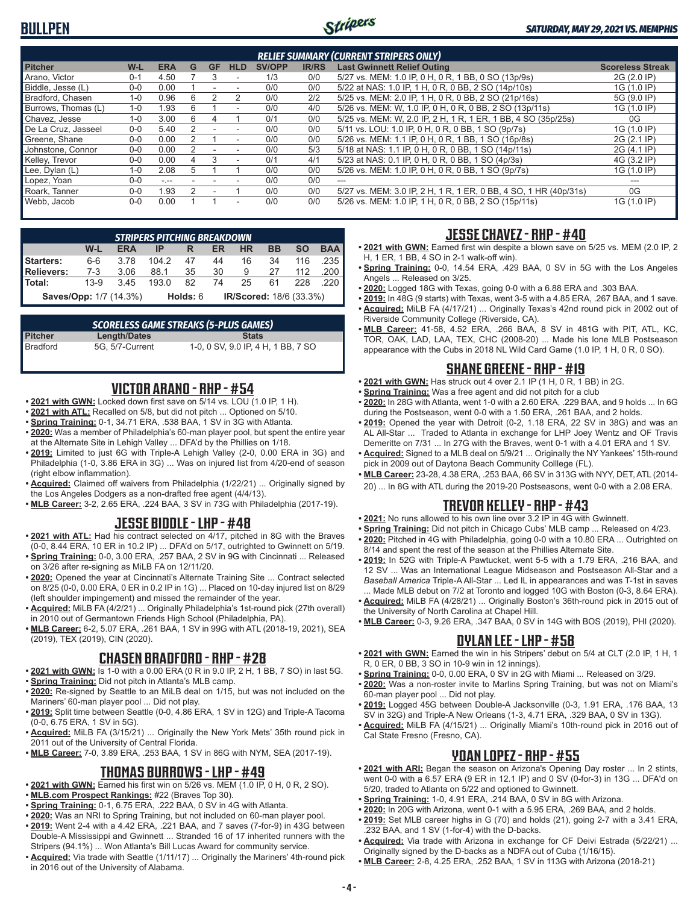# BULLPEN

*SATURDAY, MAY 29, 2021 VS. MEMPHIS*

### RELIEF SUMMARY (CURRENT STRIPERS ONLY)

| Pitcher | W-L | ERA | G | GF | HLD | SV/OPP | IR/RS | Last Gwinnett Relief Outing | Scoreless Streak |
|---|---|---|---|---|---|---|---|---|---|
| Arano, Victor | 0-1 | 4.50 | 7 | 3 | - | 1/3 | 0/0 | 5/27 vs. MEM: 1.0 IP, 0 H, 0 R, 1 BB, 0 SO (13p/9s) | 2G (2.0 IP) |
| Biddle, Jesse (L) | 0-0 | 0.00 | 1 | - | - | 0/0 | 0/0 | 5/22 at NAS: 1.0 IP, 1 H, 0 R, 0 BB, 2 SO (14p/10s) | 1G (1.0 IP) |
| Bradford, Chasen | 1-0 | 0.96 | 6 | 2 | 2 | 0/0 | 2/2 | 5/25 vs. MEM: 2.0 IP, 1 H, 0 R, 0 BB, 2 SO (21p/16s) | 5G (9.0 IP) |
| Burrows, Thomas (L) | 1-0 | 1.93 | 6 | 1 | - | 0/0 | 4/0 | 5/26 vs. MEM: W, 1.0 IP, 0 H, 0 R, 0 BB, 2 SO (13p/11s) | 1G (1.0 IP) |
| Chavez, Jesse | 1-0 | 3.00 | 6 | 4 | 1 | 0/1 | 0/0 | 5/25 vs. MEM: W, 2.0 IP, 2 H, 1 R, 1 ER, 1 BB, 4 SO (35p/25s) | 0G |
| De La Cruz, Jasseel | 0-0 | 5.40 | 2 | - | - | 0/0 | 0/0 | 5/11 vs. LOU: 1.0 IP, 0 H, 0 R, 0 BB, 1 SO (9p/7s) | 1G (1.0 IP) |
| Greene, Shane | 0-0 | 0.00 | 2 | 1 | - | 0/0 | 0/0 | 5/26 vs. MEM: 1.1 IP, 0 H, 0 R, 1 BB, 1 SO (16p/8s) | 2G (2.1 IP) |
| Johnstone, Connor | 0-0 | 0.00 | 2 | - | - | 0/0 | 5/3 | 5/18 at NAS: 1.1 IP, 0 H, 0 R, 0 BB, 1 SO (14p/11s) | 2G (4.1 IP) |
| Kelley, Trevor | 0-0 | 0.00 | 4 | 3 | - | 0/1 | 4/1 | 5/23 at NAS: 0.1 IP, 0 H, 0 R, 0 BB, 1 SO (4p/3s) | 4G (3.2 IP) |
| Lee, Dylan (L) | 1-0 | 2.08 | 5 | 1 | 1 | 0/0 | 0/0 | 5/26 vs. MEM: 1.0 IP, 0 H, 0 R, 0 BB, 1 SO (9p/7s) | 1G (1.0 IP) |
| Lopez, Yoan | 0-0 | -.-- | - | - | - | 0/0 | 0/0 | --- | --- |
| Roark, Tanner | 0-0 | 1.93 | 2 | - | 1 | 0/0 | 0/0 | 5/27 vs. MEM: 3.0 IP, 2 H, 1 R, 1 ER, 0 BB, 4 SO, 1 HR (40p/31s) | 0G |
| Webb, Jacob | 0-0 | 0.00 | 1 | 1 | - | 0/0 | 0/0 | 5/26 vs. MEM: 1.0 IP, 1 H, 0 R, 0 BB, 2 SO (15p/11s) | 1G (1.0 IP) |

### STRIPERS PITCHING BREAKDOWN

| | W-L | ERA | IP | R | ER | HR | BB | SO | BAA |
|---|---|---|---|---|---|---|---|---|---|
| Starters: | 6-6 | 3.78 | 104.2 | 47 | 44 | 16 | 34 | 116 | .235 |
| Relievers: | 7-3 | 3.06 | 88.1 | 35 | 30 | 9 | 27 | 112 | .200 |
| Total: | 13-9 | 3.45 | 193.0 | 82 | 74 | 25 | 61 | 228 | .220 |

**Saves/Opp:** 1/7 (14.3%) **Holds:** 6 **IR/Scored:** 18/6 (33.3%)

### SCORELESS GAME STREAKS (5-PLUS GAMES)

| Pitcher | Length/Dates | Stats |
|---|---|---|
| Bradford | 5G, 5/7-Current | 1-0, 0 SV, 9.0 IP, 4 H, 1 BB, 7 SO |

## VICTOR ARANO - RHP - #54

- **2021 with GWN:** Locked down first save on 5/14 vs. LOU (1.0 IP, 1 H).
- **2021 with ATL:** Recalled on 5/8, but did not pitch ... Optioned on 5/10.
- **Spring Training:** 0-1, 34.71 ERA, .538 BAA, 1 SV in 3G with Atlanta.
- **2020:** Was a member of Philadelphia's 60-man player pool, but spent the entire year at the Alternate Site in Lehigh Valley ... DFA'd by the Phillies on 1/18.
- **2019:** Limited to just 6G with Triple-A Lehigh Valley (2-0, 0.00 ERA in 3G) and Philadelphia (1-0, 3.86 ERA in 3G) ... Was on injured list from 4/20-end of season (right elbow inflammation).
- **Acquired:** Claimed off waivers from Philadelphia (1/22/21) ... Originally signed by the Los Angeles Dodgers as a non-drafted free agent (4/4/13).
- **MLB Career:** 3-2, 2.65 ERA, .224 BAA, 3 SV in 73G with Philadelphia (2017-19).

## JESSE BIDDLE - LHP - #48

- **2021 with ATL:** Had his contract selected on 4/17, pitched in 8G with the Braves (0-0, 8.44 ERA, 10 ER in 10.2 IP) ... DFA'd on 5/17, outrighted to Gwinnett on 5/19.
- **Spring Training:** 0-0, 3.00 ERA, .257 BAA, 2 SV in 9G with Cincinnati ... Released on 3/26 after re-signing as MiLB FA on 12/11/20.
- **2020:** Opened the year at Cincinnati's Alternate Training Site ... Contract selected on 8/25 (0-0, 0.00 ERA, 0 ER in 0.2 IP in 1G) ... Placed on 10-day injured list on 8/29 (left shoulder impingement) and missed the remainder of the year.
- **Acquired:** MiLB FA (4/2/21) ... Originally Philadelphia's 1st-round pick (27th overall) in 2010 out of Germantown Friends High School (Philadelphia, PA).
- **MLB Career:** 6-2, 5.07 ERA, .261 BAA, 1 SV in 99G with ATL (2018-19, 2021), SEA (2019), TEX (2019), CIN (2020).

## CHASEN BRADFORD - RHP - #28

- **2021 with GWN:** Is 1-0 with a 0.00 ERA (0 R in 9.0 IP, 2 H, 1 BB, 7 SO) in last 5G.
- **Spring Training:** Did not pitch in Atlanta's MLB camp.
- **2020:** Re-signed by Seattle to an MiLB deal on 1/15, but was not included on the Mariners' 60-man player pool ... Did not play.
- **2019:** Split time between Seattle (0-0, 4.86 ERA, 1 SV in 12G) and Triple-A Tacoma (0-0, 6.75 ERA, 1 SV in 5G).
- **Acquired:** MiLB FA (3/15/21) ... Originally the New York Mets' 35th round pick in 2011 out of the University of Central Florida.
- **MLB Career:** 7-0, 3.89 ERA, .253 BAA, 1 SV in 86G with NYM, SEA (2017-19).

## THOMAS BURROWS - LHP - #49

- **2021 with GWN:** Earned his first win on 5/26 vs. MEM (1.0 IP, 0 H, 0 R, 2 SO).
- **MLB.com Prospect Rankings:** #22 (Braves Top 30).
- **Spring Training:** 0-1, 6.75 ERA, .222 BAA, 0 SV in 4G with Atlanta.
- **2020:** Was an NRI to Spring Training, but not included on 60-man player pool.
- **2019:** Went 2-4 with a 4.42 ERA, .221 BAA, and 7 saves (7-for-9) in 43G between Double-A Mississippi and Gwinnett ... Stranded 16 of 17 inherited runners with the Stripers (94.1%) ... Won Atlanta's Bill Lucas Award for community service.
- **Acquired:** Via trade with Seattle (1/11/17) ... Originally the Mariners' 4th-round pick in 2016 out of the University of Alabama.

## JESSE CHAVEZ - RHP - #40

- **2021 with GWN:** Earned first win despite a blown save on 5/25 vs. MEM (2.0 IP, 2 H, 1 ER, 1 BB, 4 SO in 2-1 walk-off win).
- **Spring Training:** 0-0, 14.54 ERA, .429 BAA, 0 SV in 5G with the Los Angeles Angels ... Released on 3/25.
- **2020:** Logged 18G with Texas, going 0-0 with a 6.88 ERA and .303 BAA.
- **2019:** In 48G (9 starts) with Texas, went 3-5 with a 4.85 ERA, .267 BAA, and 1 save.
- **Acquired:** MiLB FA (4/17/21) ... Originally Texas's 42nd round pick in 2002 out of Riverside Community College (Riverside, CA).
- **MLB Career:** 41-58, 4.52 ERA, .266 BAA, 8 SV in 481G with PIT, ATL, KC, TOR, OAK, LAD, LAA, TEX, CHC (2008-20) ... Made his lone MLB Postseason appearance with the Cubs in 2018 NL Wild Card Game (1.0 IP, 1 H, 0 R, 0 SO).

## SHANE GREENE - RHP - #19

- **2021 with GWN:** Has struck out 4 over 2.1 IP (1 H, 0 R, 1 BB) in 2G.
- **Spring Training:** Was a free agent and did not pitch for a club
- **2020:** In 28G with Atlanta, went 1-0 with a 2.60 ERA, .229 BAA, and 9 holds ... In 6G during the Postseason, went 0-0 with a 1.50 ERA, .261 BAA, and 2 holds.
- **2019:** Opened the year with Detroit (0-2, 1.18 ERA, 22 SV in 38G) and was an AL All-Star ... Traded to Atlanta in exchange for LHP Joey Wentz and OF Travis Demeritte on 7/31 ... In 27G with the Braves, went 0-1 with a 4.01 ERA and 1 SV.
- **Acquired:** Signed to a MLB deal on 5/9/21 ... Originally the NY Yankees' 15th-round pick in 2009 out of Daytona Beach Community Colllege (FL).
- **MLB Career:** 23-28, 4.38 ERA, .253 BAA, 66 SV in 313G with NYY, DET, ATL (2014-20) ... In 8G with ATL during the 2019-20 Postseasons, went 0-0 with a 2.08 ERA.

## TREVOR KELLEY - RHP - #43

- **2021:** No runs allowed to his own line over 3.2 IP in 4G with Gwinnett.
- **Spring Training:** Did not pitch in Chicago Cubs' MLB camp ... Released on 4/23.
- **2020:** Pitched in 4G with Philadelphia, going 0-0 with a 10.80 ERA ... Outrighted on 8/14 and spent the rest of the season at the Phillies Alternate Site.
- **2019:** In 52G with Triple-A Pawtucket, went 5-5 with a 1.79 ERA, .216 BAA, and 12 SV ... Was an International League Midseason and Postseason All-Star and a *Baseball America* Triple-A All-Star ... Led IL in appearances and was T-1st in saves ... Made MLB debut on 7/2 at Toronto and logged 10G with Boston (0-3, 8.64 ERA).
- **Acquired:** MiLB FA (4/28/21) ... Originally Boston's 36th-round pick in 2015 out of the University of North Carolina at Chapel Hill.
- **MLB Career:** 0-3, 9.26 ERA, .347 BAA, 0 SV in 14G with BOS (2019), PHI (2020).

## DYLAN LEE - LHP - #58

- **2021 with GWN:** Earned the win in his Stripers' debut on 5/4 at CLT (2.0 IP, 1 H, 1 R, 0 ER, 0 BB, 3 SO in 10-9 win in 12 innings).
- **Spring Training:** 0-0, 0.00 ERA, 0 SV in 2G with Miami ... Released on 3/29.
- **2020:** Was a non-roster invite to Marlins Spring Training, but was not on Miami's 60-man player pool ... Did not play.
- **2019:** Logged 45G between Double-A Jacksonville (0-3, 1.91 ERA, .176 BAA, 13 SV in 32G) and Triple-A New Orleans (1-3, 4.71 ERA, .329 BAA, 0 SV in 13G).
- **Acquired:** MiLB FA (4/15/21) ... Originally Miami's 10th-round pick in 2016 out of Cal State Fresno (Fresno, CA).

## YOAN LOPEZ - RHP - #55

- **2021 with ARI:** Began the season on Arizona's Opening Day roster ... In 2 stints, went 0-0 with a 6.57 ERA (9 ER in 12.1 IP) and 0 SV (0-for-3) in 13G ... DFA'd on 5/20, traded to Atlanta on 5/22 and optioned to Gwinnett.
- **Spring Training:** 1-0, 4.91 ERA, .214 BAA, 0 SV in 8G with Arizona.
- **2020:** In 20G with Arizona, went 0-1 with a 5.95 ERA, .269 BAA, and 2 holds.
- **2019:** Set MLB career highs in G (70) and holds (21), going 2-7 with a 3.41 ERA, .232 BAA, and 1 SV (1-for-4) with the D-backs.
- **Acquired:** Via trade with Arizona in exchange for CF Deivi Estrada (5/22/21) ... Originally signed by the D-backs as a NDFA out of Cuba (1/16/15).
- **MLB Career:** 2-8, 4.25 ERA, .252 BAA, 1 SV in 113G with Arizona (2018-21)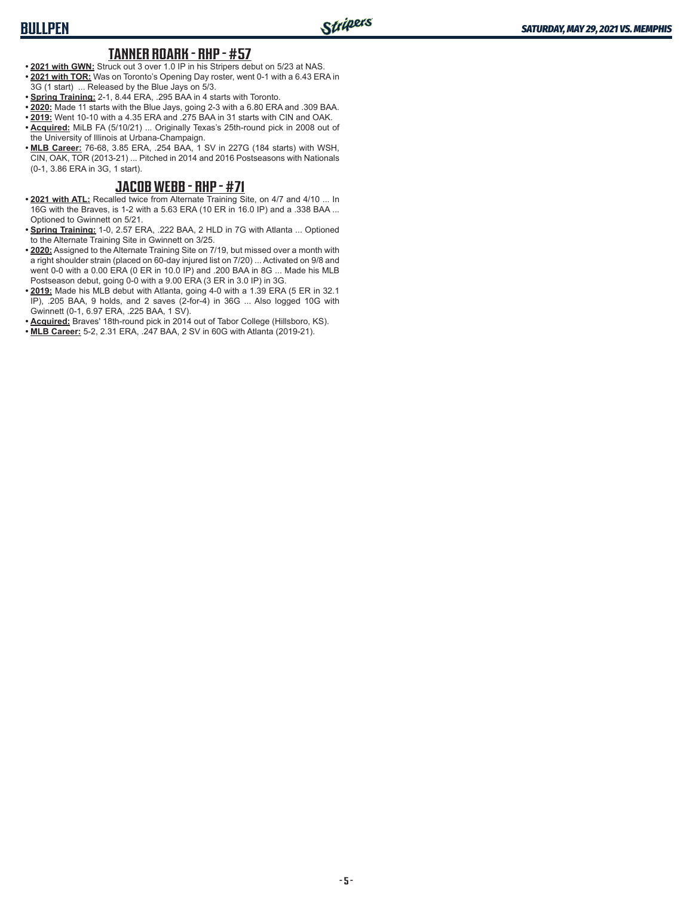## TANNER ROARK - RHP - #57

- **2021 with GWN:** Struck out 3 over 1.0 IP in his Stripers debut on 5/23 at NAS.
- **2021 with TOR:** Was on Toronto's Opening Day roster, went 0-1 with a 6.43 ERA in 3G (1 start) ... Released by the Blue Jays on 5/3.
- **Spring Training:** 2-1, 8.44 ERA, .295 BAA in 4 starts with Toronto.
- **2020:** Made 11 starts with the Blue Jays, going 2-3 with a 6.80 ERA and .309 BAA.
- **2019:** Went 10-10 with a 4.35 ERA and .275 BAA in 31 starts with CIN and OAK.
- **Acquired:** MiLB FA (5/10/21) ... Originally Texas's 25th-round pick in 2008 out of the University of Illinois at Urbana-Champaign.
- **MLB Career:** 76-68, 3.85 ERA, .254 BAA, 1 SV in 227G (184 starts) with WSH, CIN, OAK, TOR (2013-21) ... Pitched in 2014 and 2016 Postseasons with Nationals (0-1, 3.86 ERA in 3G, 1 start).

## JACOB WEBB - RHP - #71

- **2021 with ATL:** Recalled twice from Alternate Training Site, on 4/7 and 4/10 ... In 16G with the Braves, is 1-2 with a 5.63 ERA (10 ER in 16.0 IP) and a .338 BAA ... Optioned to Gwinnett on 5/21.
- **Spring Training:** 1-0, 2.57 ERA, .222 BAA, 2 HLD in 7G with Atlanta ... Optioned to the Alternate Training Site in Gwinnett on 3/25.
- **2020:** Assigned to the Alternate Training Site on 7/19, but missed over a month with a right shoulder strain (placed on 60-day injured list on 7/20) ... Activated on 9/8 and went 0-0 with a 0.00 ERA (0 ER in 10.0 IP) and .200 BAA in 8G ... Made his MLB Postseason debut, going 0-0 with a 9.00 ERA (3 ER in 3.0 IP) in 3G.
- **2019:** Made his MLB debut with Atlanta, going 4-0 with a 1.39 ERA (5 ER in 32.1 IP), .205 BAA, 9 holds, and 2 saves (2-for-4) in 36G ... Also logged 10G with Gwinnett (0-1, 6.97 ERA, .225 BAA, 1 SV).
- **Acquired:** Braves' 18th-round pick in 2014 out of Tabor College (Hillsboro, KS).
- **MLB Career:** 5-2, 2.31 ERA, .247 BAA, 2 SV in 60G with Atlanta (2019-21).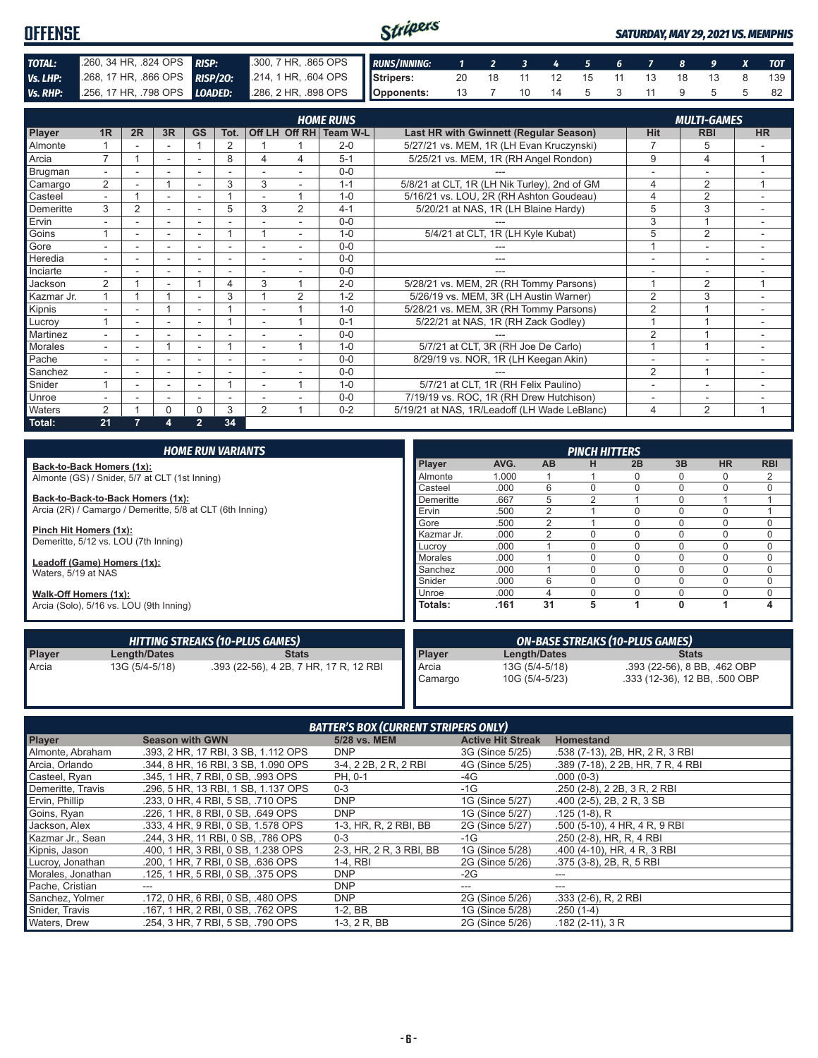# OFFENSE

*SATURDAY, MAY 29, 2021 VS. MEMPHIS*

| | | | |
|---|---|---|---|
| **TOTAL:** | .260, 34 HR, .824 OPS | **RISP:** | .300, 7 HR, .865 OPS |
| **Vs. LHP:** | .268, 17 HR, .866 OPS | **RISP/2O:** | .214, 1 HR, .604 OPS |
| **Vs. RHP:** | .256, 17 HR, .798 OPS | **LOADED:** | .286, 2 HR, .898 OPS |

| RUNS/INNING: | 1 | 2 | 3 | 4 | 5 | 6 | 7 | 8 | 9 | X | TOT |
|---|---|---|---|---|---|---|---|---|---|---|---|
| Stripers: | 20 | 18 | 11 | 12 | 15 | 11 | 13 | 18 | 13 | 8 | 139 |
| Opponents: | 13 | 7 | 10 | 14 | 5 | 3 | 11 | 9 | 5 | 5 | 82 |

## HOME RUNS / MULTI-GAMES

| Player | 1R | 2R | 3R | GS | Tot. | Off LH | Off RH | Team W-L | Last HR with Gwinnett (Regular Season) | Hit | RBI | HR |
|---|---|---|---|---|---|---|---|---|---|---|---|---|
| Almonte | 1 | - | - | 1 | 2 | 1 | 1 | 2-0 | 5/27/21 vs. MEM, 1R (LH Evan Kruczynski) | 7 | 5 | - |
| Arcia | 7 | 1 | - | - | 8 | 4 | 4 | 5-1 | 5/25/21 vs. MEM, 1R (RH Angel Rondon) | 9 | 4 | 1 |
| Brugman | - | - | - | - | - | - | - | 0-0 | --- | - | - | - |
| Camargo | 2 | - | 1 | - | 3 | 3 | - | 1-1 | 5/8/21 at CLT, 1R (LH Nik Turley), 2nd of GM | 4 | 2 | 1 |
| Casteel | - | 1 | - | - | 1 | - | 1 | 1-0 | 5/16/21 vs. LOU, 2R (RH Ashton Goudeau) | 4 | 2 | - |
| Demeritte | 3 | 2 | - | - | 5 | 3 | 2 | 4-1 | 5/20/21 at NAS, 1R (LH Blaine Hardy) | 5 | 3 | - |
| Ervin | - | - | - | - | - | - | - | 0-0 | --- | 3 | 1 | - |
| Goins | 1 | - | - | - | 1 | 1 | - | 1-0 | 5/4/21 at CLT, 1R (LH Kyle Kubat) | 5 | 2 | - |
| Gore | - | - | - | - | - | - | - | 0-0 | --- | 1 | - | - |
| Heredia | - | - | - | - | - | - | - | 0-0 | --- | - | - | - |
| Inciarte | - | - | - | - | - | - | - | 0-0 | --- | - | - | - |
| Jackson | 2 | 1 | - | 1 | 4 | 3 | 1 | 2-0 | 5/28/21 vs. MEM, 2R (RH Tommy Parsons) | 1 | 2 | 1 |
| Kazmar Jr. | 1 | 1 | 1 | - | 3 | 1 | 2 | 1-2 | 5/26/19 vs. MEM, 3R (LH Austin Warner) | 2 | 3 | - |
| Kipnis | - | - | 1 | - | 1 | - | 1 | 1-0 | 5/28/21 vs. MEM, 3R (RH Tommy Parsons) | 2 | 1 | - |
| Lucroy | 1 | - | - | - | 1 | - | 1 | 0-1 | 5/22/21 at NAS, 1R (RH Zack Godley) | 1 | 1 | - |
| Martinez | - | - | - | - | - | - | - | 0-0 | --- | 2 | 1 | - |
| Morales | - | - | 1 | - | 1 | - | 1 | 1-0 | 5/7/21 at CLT, 3R (RH Joe De Carlo) | 1 | 1 | - |
| Pache | - | - | - | - | - | - | - | 0-0 | 8/29/19 vs. NOR, 1R (LH Keegan Akin) | - | - | - |
| Sanchez | - | - | - | - | - | - | - | 0-0 | --- | 2 | 1 | - |
| Snider | 1 | - | - | - | 1 | - | 1 | 1-0 | 5/7/21 at CLT, 1R (RH Felix Paulino) | - | - | - |
| Unroe | - | - | - | - | - | - | - | 0-0 | 7/19/19 vs. ROC, 1R (RH Drew Hutchison) | - | - | - |
| Waters | 2 | 1 | 0 | 0 | 3 | 2 | 1 | 0-2 | 5/19/21 at NAS, 1R/Leadoff (LH Wade LeBlanc) | 4 | 2 | 1 |
| **Total:** | **21** | **7** | **4** | **2** | **34** | | | | | | | |

## HOME RUN VARIANTS

**Back-to-Back Homers (1x):**
Almonte (GS) / Snider, 5/7 at CLT (1st Inning)

**Back-to-Back-to-Back Homers (1x):**
Arcia (2R) / Camargo / Demeritte, 5/8 at CLT (6th Inning)

**Pinch Hit Homers (1x):**
Demeritte, 5/12 vs. LOU (7th Inning)

**Leadoff (Game) Homers (1x):**
Waters, 5/19 at NAS

**Walk-Off Homers (1x):**
Arcia (Solo), 5/16 vs. LOU (9th Inning)

## PINCH HITTERS

| Player | AVG. | AB | H | 2B | 3B | HR | RBI |
|---|---|---|---|---|---|---|---|
| Almonte | 1.000 | 1 | 1 | 0 | 0 | 0 | 2 |
| Casteel | .000 | 6 | 0 | 0 | 0 | 0 | 0 |
| Demeritte | .667 | 5 | 2 | 1 | 0 | 1 | 1 |
| Ervin | .500 | 2 | 1 | 0 | 0 | 0 | 1 |
| Gore | .500 | 2 | 1 | 0 | 0 | 0 | 0 |
| Kazmar Jr. | .000 | 2 | 0 | 0 | 0 | 0 | 0 |
| Lucroy | .000 | 1 | 0 | 0 | 0 | 0 | 0 |
| Morales | .000 | 1 | 0 | 0 | 0 | 0 | 0 |
| Sanchez | .000 | 1 | 0 | 0 | 0 | 0 | 0 |
| Snider | .000 | 6 | 0 | 0 | 0 | 0 | 0 |
| Unroe | .000 | 4 | 0 | 0 | 0 | 0 | 0 |
| **Totals:** | **.161** | **31** | **5** | **1** | **0** | **1** | **4** |

## HITTING STREAKS (10-PLUS GAMES)

| Player | Length/Dates | Stats |
|---|---|---|
| Arcia | 13G (5/4-5/18) | .393 (22-56), 4 2B, 7 HR, 17 R, 12 RBI |

## ON-BASE STREAKS (10-PLUS GAMES)

| Player | Length/Dates | Stats |
|---|---|---|
| Arcia | 13G (5/4-5/18) | .393 (22-56), 8 BB, .462 OBP |
| Camargo | 10G (5/4-5/23) | .333 (12-36), 12 BB, .500 OBP |

## BATTER'S BOX (CURRENT STRIPERS ONLY)

| Player | Season with GWN | 5/28 vs. MEM | Active Hit Streak | Homestand |
|---|---|---|---|---|
| Almonte, Abraham | .393, 2 HR, 17 RBI, 3 SB, 1.112 OPS | DNP | 3G (Since 5/25) | .538 (7-13), 2B, HR, 2 R, 3 RBI |
| Arcia, Orlando | .344, 8 HR, 16 RBI, 3 SB, 1.090 OPS | 3-4, 2 2B, 2 R, 2 RBI | 4G (Since 5/25) | .389 (7-18), 2 2B, HR, 7 R, 4 RBI |
| Casteel, Ryan | .345, 1 HR, 7 RBI, 0 SB, .993 OPS | PH, 0-1 | -4G | .000 (0-3) |
| Demeritte, Travis | .296, 5 HR, 13 RBI, 1 SB, 1.137 OPS | 0-3 | -1G | .250 (2-8), 2 2B, 3 R, 2 RBI |
| Ervin, Phillip | .233, 0 HR, 4 RBI, 5 SB, .710 OPS | DNP | 1G (Since 5/27) | .400 (2-5), 2B, 2 R, 3 SB |
| Goins, Ryan | .226, 1 HR, 8 RBI, 0 SB, .649 OPS | DNP | 1G (Since 5/27) | .125 (1-8), R |
| Jackson, Alex | .333, 4 HR, 9 RBI, 0 SB, 1.578 OPS | 1-3, HR, R, 2 RBI, BB | 2G (Since 5/27) | .500 (5-10), 4 HR, 4 R, 9 RBI |
| Kazmar Jr., Sean | .244, 3 HR, 11 RBI, 0 SB, .786 OPS | 0-3 | -1G | .250 (2-8), HR, R, 4 RBI |
| Kipnis, Jason | .400, 1 HR, 3 RBI, 0 SB, 1.238 OPS | 2-3, HR, 2 R, 3 RBI, BB | 1G (Since 5/28) | .400 (4-10), HR, 4 R, 3 RBI |
| Lucroy, Jonathan | .200, 1 HR, 7 RBI, 0 SB, .636 OPS | 1-4, RBI | 2G (Since 5/26) | .375 (3-8), 2B, R, 5 RBI |
| Morales, Jonathan | .125, 1 HR, 5 RBI, 0 SB, .375 OPS | DNP | -2G | --- |
| Pache, Cristian | --- | DNP | --- | --- |
| Sanchez, Yolmer | .172, 0 HR, 6 RBI, 0 SB, .480 OPS | DNP | 2G (Since 5/26) | .333 (2-6), R, 2 RBI |
| Snider, Travis | .167, 1 HR, 2 RBI, 0 SB, .762 OPS | 1-2, BB | 1G (Since 5/28) | .250 (1-4) |
| Waters, Drew | .254, 3 HR, 7 RBI, 5 SB, .790 OPS | 1-3, 2 R, BB | 2G (Since 5/26) | .182 (2-11), 3 R |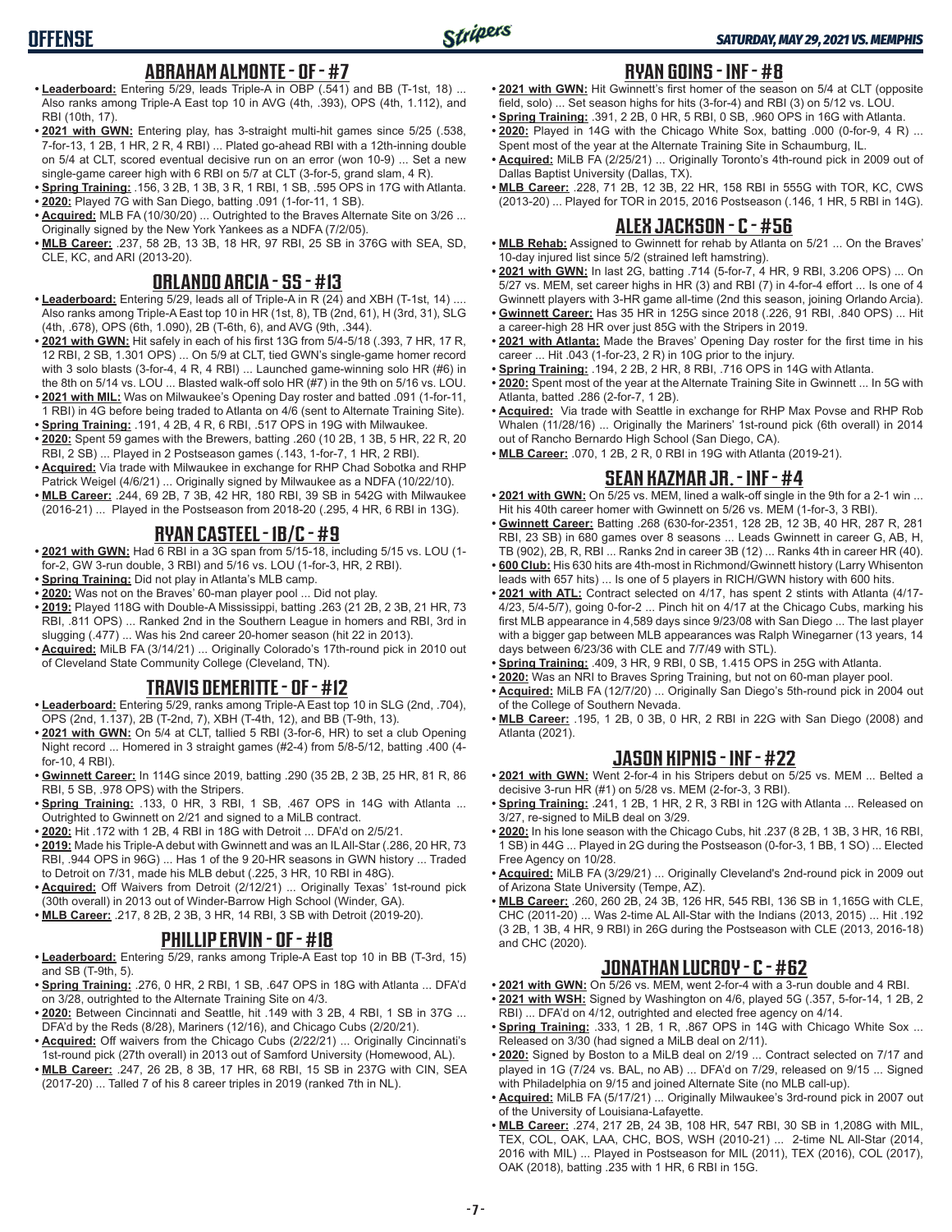## ABRAHAM ALMONTE - OF - #7

- **Leaderboard:** Entering 5/29, leads Triple-A in OBP (.541) and BB (T-1st, 18) ... Also ranks among Triple-A East top 10 in AVG (4th, .393), OPS (4th, 1.112), and RBI (10th, 17).
- **2021 with GWN:** Entering play, has 3-straight multi-hit games since 5/25 (.538, 7-for-13, 1 2B, 1 HR, 2 R, 4 RBI) ... Plated go-ahead RBI with a 12th-inning double on 5/4 at CLT, scored eventual decisive run on an error (won 10-9) ... Set a new single-game career high with 6 RBI on 5/7 at CLT (3-for-5, grand slam, 4 R).
- **Spring Training:** .156, 3 2B, 1 3B, 3 R, 1 RBI, 1 SB, .595 OPS in 17G with Atlanta.
- **2020:** Played 7G with San Diego, batting .091 (1-for-11, 1 SB).
- **Acquired:** MLB FA (10/30/20) ... Outrighted to the Braves Alternate Site on 3/26 ... Originally signed by the New York Yankees as a NDFA (7/2/05).
- **MLB Career:** .237, 58 2B, 13 3B, 18 HR, 97 RBI, 25 SB in 376G with SEA, SD, CLE, KC, and ARI (2013-20).

## ORLANDO ARCIA - SS - #13

- **Leaderboard:** Entering 5/29, leads all of Triple-A in R (24) and XBH (T-1st, 14) .... Also ranks among Triple-A East top 10 in HR (1st, 8), TB (2nd, 61), H (3rd, 31), SLG (4th, .678), OPS (6th, 1.090), 2B (T-6th, 6), and AVG (9th, .344).
- **2021 with GWN:** Hit safely in each of his first 13G from 5/4-5/18 (.393, 7 HR, 17 R, 12 RBI, 2 SB, 1.301 OPS) ... On 5/9 at CLT, tied GWN's single-game homer record with 3 solo blasts (3-for-4, 4 R, 4 RBI) ... Launched game-winning solo HR (#6) in the 8th on 5/14 vs. LOU ... Blasted walk-off solo HR (#7) in the 9th on 5/16 vs. LOU.
- **2021 with MIL:** Was on Milwaukee's Opening Day roster and batted .091 (1-for-11, 1 RBI) in 4G before being traded to Atlanta on 4/6 (sent to Alternate Training Site).
- **Spring Training:** .191, 4 2B, 4 R, 6 RBI, .517 OPS in 19G with Milwaukee.
- **2020:** Spent 59 games with the Brewers, batting .260 (10 2B, 1 3B, 5 HR, 22 R, 20 RBI, 2 SB) ... Played in 2 Postseason games (.143, 1-for-7, 1 HR, 2 RBI).
- **Acquired:** Via trade with Milwaukee in exchange for RHP Chad Sobotka and RHP Patrick Weigel (4/6/21) ... Originally signed by Milwaukee as a NDFA (10/22/10).
- **MLB Career:** .244, 69 2B, 7 3B, 42 HR, 180 RBI, 39 SB in 542G with Milwaukee (2016-21) ... Played in the Postseason from 2018-20 (.295, 4 HR, 6 RBI in 13G).

## RYAN CASTEEL - 1B/C - #9

- **2021 with GWN:** Had 6 RBI in a 3G span from 5/15-18, including 5/15 vs. LOU (1-for-2, GW 3-run double, 3 RBI) and 5/16 vs. LOU (1-for-3, HR, 2 RBI).
- **Spring Training:** Did not play in Atlanta's MLB camp.
- **2020:** Was not on the Braves' 60-man player pool ... Did not play.
- **2019:** Played 118G with Double-A Mississippi, batting .263 (21 2B, 2 3B, 21 HR, 73 RBI, .811 OPS) ... Ranked 2nd in the Southern League in homers and RBI, 3rd in slugging (.477) ... Was his 2nd career 20-homer season (hit 22 in 2013).
- **Acquired:** MiLB FA (3/14/21) ... Originally Colorado's 17th-round pick in 2010 out of Cleveland State Community College (Cleveland, TN).

## TRAVIS DEMERITTE - OF - #12

- **Leaderboard:** Entering 5/29, ranks among Triple-A East top 10 in SLG (2nd, .704), OPS (2nd, 1.137), 2B (T-2nd, 7), XBH (T-4th, 12), and BB (T-9th, 13).
- **2021 with GWN:** On 5/4 at CLT, tallied 5 RBI (3-for-6, HR) to set a club Opening Night record ... Homered in 3 straight games (#2-4) from 5/8-5/12, batting .400 (4-for-10, 4 RBI).
- **Gwinnett Career:** In 114G since 2019, batting .290 (35 2B, 2 3B, 25 HR, 81 R, 86 RBI, 5 SB, .978 OPS) with the Stripers.
- **Spring Training:** .133, 0 HR, 3 RBI, 1 SB, .467 OPS in 14G with Atlanta ... Outrighted to Gwinnett on 2/21 and signed to a MiLB contract.
- **2020:** Hit .172 with 1 2B, 4 RBI in 18G with Detroit ... DFA'd on 2/5/21.
- **2019:** Made his Triple-A debut with Gwinnett and was an IL All-Star (.286, 20 HR, 73 RBI, .944 OPS in 96G) ... Has 1 of the 9 20-HR seasons in GWN history ... Traded to Detroit on 7/31, made his MLB debut (.225, 3 HR, 10 RBI in 48G).
- **Acquired:** Off Waivers from Detroit (2/12/21) ... Originally Texas' 1st-round pick (30th overall) in 2013 out of Winder-Barrow High School (Winder, GA).
- **MLB Career:** .217, 8 2B, 2 3B, 3 HR, 14 RBI, 3 SB with Detroit (2019-20).

## PHILLIP ERVIN - OF - #18

- **Leaderboard:** Entering 5/29, ranks among Triple-A East top 10 in BB (T-3rd, 15) and SB (T-9th, 5).
- **Spring Training:** .276, 0 HR, 2 RBI, 1 SB, .647 OPS in 18G with Atlanta ... DFA'd on 3/28, outrighted to the Alternate Training Site on 4/3.
- **2020:** Between Cincinnati and Seattle, hit .149 with 3 2B, 4 RBI, 1 SB in 37G ... DFA'd by the Reds (8/28), Mariners (12/16), and Chicago Cubs (2/20/21).
- **Acquired:** Off waivers from the Chicago Cubs (2/22/21) ... Originally Cincinnati's 1st-round pick (27th overall) in 2013 out of Samford University (Homewood, AL).
- **MLB Career:** .247, 26 2B, 8 3B, 17 HR, 68 RBI, 15 SB in 237G with CIN, SEA (2017-20) ... Talled 7 of his 8 career triples in 2019 (ranked 7th in NL).

## RYAN GOINS - INF - #8

- **2021 with GWN:** Hit Gwinnett's first homer of the season on 5/4 at CLT (opposite field, solo) ... Set season highs for hits (3-for-4) and RBI (3) on 5/12 vs. LOU.
- **Spring Training:** .391, 2 2B, 0 HR, 5 RBI, 0 SB, .960 OPS in 16G with Atlanta.
- **2020:** Played in 14G with the Chicago White Sox, batting .000 (0-for-9, 4 R) ... Spent most of the year at the Alternate Training Site in Schaumburg, IL.
- **Acquired:** MiLB FA (2/25/21) ... Originally Toronto's 4th-round pick in 2009 out of Dallas Baptist University (Dallas, TX).
- **MLB Career:** .228, 71 2B, 12 3B, 22 HR, 158 RBI in 555G with TOR, KC, CWS (2013-20) ... Played for TOR in 2015, 2016 Postseason (.146, 1 HR, 5 RBI in 14G).

## ALEX JACKSON - C - #56

- **MLB Rehab:** Assigned to Gwinnett for rehab by Atlanta on 5/21 ... On the Braves' 10-day injured list since 5/2 (strained left hamstring).
- **2021 with GWN:** In last 2G, batting .714 (5-for-7, 4 HR, 9 RBI, 3.206 OPS) ... On 5/27 vs. MEM, set career highs in HR (3) and RBI (7) in 4-for-4 effort ... Is one of 4 Gwinnett players with 3-HR game all-time (2nd this season, joining Orlando Arcia).
- **Gwinnett Career:** Has 35 HR in 125G since 2018 (.226, 91 RBI, .840 OPS) ... Hit a career-high 28 HR over just 85G with the Stripers in 2019.
- **2021 with Atlanta:** Made the Braves' Opening Day roster for the first time in his career ... Hit .043 (1-for-23, 2 R) in 10G prior to the injury.
- **Spring Training:** .194, 2 2B, 2 HR, 8 RBI, .716 OPS in 14G with Atlanta.
- **2020:** Spent most of the year at the Alternate Training Site in Gwinnett ... In 5G with Atlanta, batted .286 (2-for-7, 1 2B).
- **Acquired:** Via trade with Seattle in exchange for RHP Max Povse and RHP Rob Whalen (11/28/16) ... Originally the Mariners' 1st-round pick (6th overall) in 2014 out of Rancho Bernardo High School (San Diego, CA).
- **MLB Career:** .070, 1 2B, 2 R, 0 RBI in 19G with Atlanta (2019-21).

## SEAN KAZMAR JR. - INF - #4

- **2021 with GWN:** On 5/25 vs. MEM, lined a walk-off single in the 9th for a 2-1 win ... Hit his 40th career homer with Gwinnett on 5/26 vs. MEM (1-for-3, 3 RBI).
- **Gwinnett Career:** Batting .268 (630-for-2351, 128 2B, 12 3B, 40 HR, 287 R, 281 RBI, 23 SB) in 680 games over 8 seasons ... Leads Gwinnett in career G, AB, H, TB (902), 2B, R, RBI ... Ranks 2nd in career 3B (12) ... Ranks 4th in career HR (40).
- **600 Club:** His 630 hits are 4th-most in Richmond/Gwinnett history (Larry Whisenton leads with 657 hits) ... Is one of 5 players in RICH/GWN history with 600 hits.
- **2021 with ATL:** Contract selected on 4/17, has spent 2 stints with Atlanta (4/17-4/23, 5/4-5/7), going 0-for-2 ... Pinch hit on 4/17 at the Chicago Cubs, marking his first MLB appearance in 4,589 days since 9/23/08 with San Diego ... The last player with a bigger gap between MLB appearances was Ralph Winegarner (13 years, 14 days between 6/23/36 with CLE and 7/7/49 with STL).
- **Spring Training:** .409, 3 HR, 9 RBI, 0 SB, 1.415 OPS in 25G with Atlanta.
- **2020:** Was an NRI to Braves Spring Training, but not on 60-man player pool.
- **Acquired:** MiLB FA (12/7/20) ... Originally San Diego's 5th-round pick in 2004 out of the College of Southern Nevada.
- **MLB Career:** .195, 1 2B, 0 3B, 0 HR, 2 RBI in 22G with San Diego (2008) and Atlanta (2021).

## JASON KIPNIS - INF - #22

- **2021 with GWN:** Went 2-for-4 in his Stripers debut on 5/25 vs. MEM ... Belted a decisive 3-run HR (#1) on 5/28 vs. MEM (2-for-3, 3 RBI).
- **Spring Training:** .241, 1 2B, 1 HR, 2 R, 3 RBI in 12G with Atlanta ... Released on 3/27, re-signed to MiLB deal on 3/29.
- **2020:** In his lone season with the Chicago Cubs, hit .237 (8 2B, 1 3B, 3 HR, 16 RBI, 1 SB) in 44G ... Played in 2G during the Postseason (0-for-3, 1 BB, 1 SO) ... Elected Free Agency on 10/28.
- **Acquired:** MiLB FA (3/29/21) ... Originally Cleveland's 2nd-round pick in 2009 out of Arizona State University (Tempe, AZ).
- **MLB Career:** .260, 260 2B, 24 3B, 126 HR, 545 RBI, 136 SB in 1,165G with CLE, CHC (2011-20) ... Was 2-time AL All-Star with the Indians (2013, 2015) ... Hit .192 (3 2B, 1 3B, 4 HR, 9 RBI) in 26G during the Postseason with CLE (2013, 2016-18) and CHC (2020).

## JONATHAN LUCROY - C - #62

- **2021 with GWN:** On 5/26 vs. MEM, went 2-for-4 with a 3-run double and 4 RBI.
- **2021 with WSH:** Signed by Washington on 4/6, played 5G (.357, 5-for-14, 1 2B, 2 RBI) ... DFA'd on 4/12, outrighted and elected free agency on 4/14.
- **Spring Training:** .333, 1 2B, 1 R, .867 OPS in 14G with Chicago White Sox ... Released on 3/30 (had signed a MiLB deal on 2/11).
- **2020:** Signed by Boston to a MiLB deal on 2/19 ... Contract selected on 7/17 and played in 1G (7/24 vs. BAL, no AB) ... DFA'd on 7/29, released on 9/15 ... Signed with Philadelphia on 9/15 and joined Alternate Site (no MLB call-up).
- **Acquired:** MiLB FA (5/17/21) ... Originally Milwaukee's 3rd-round pick in 2007 out of the University of Louisiana-Lafayette.
- **MLB Career:** .274, 217 2B, 24 3B, 108 HR, 547 RBI, 30 SB in 1,208G with MIL, TEX, COL, OAK, LAA, CHC, BOS, WSH (2010-21) ... 2-time NL All-Star (2014, 2016 with MIL) ... Played in Postseason for MIL (2011), TEX (2016), COL (2017), OAK (2018), batting .235 with 1 HR, 6 RBI in 15G.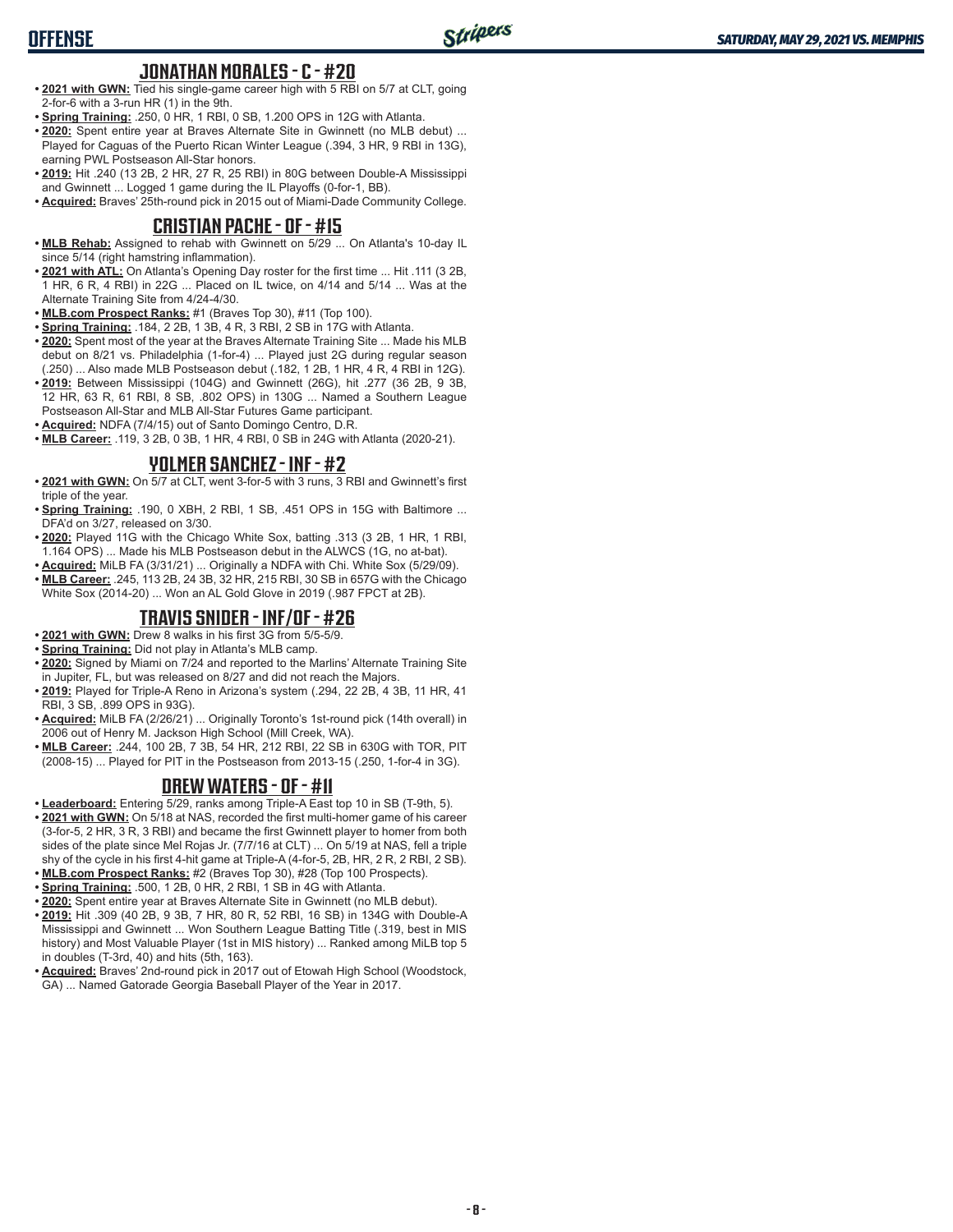## JONATHAN MORALES - C - #20

- **2021 with GWN:** Tied his single-game career high with 5 RBI on 5/7 at CLT, going 2-for-6 with a 3-run HR (1) in the 9th.
- **Spring Training:** .250, 0 HR, 1 RBI, 0 SB, 1.200 OPS in 12G with Atlanta.
- **2020:** Spent entire year at Braves Alternate Site in Gwinnett (no MLB debut) ... Played for Caguas of the Puerto Rican Winter League (.394, 3 HR, 9 RBI in 13G), earning PWL Postseason All-Star honors.
- **2019:** Hit .240 (13 2B, 2 HR, 27 R, 25 RBI) in 80G between Double-A Mississippi and Gwinnett ... Logged 1 game during the IL Playoffs (0-for-1, BB).
- **Acquired:** Braves' 25th-round pick in 2015 out of Miami-Dade Community College.

## CRISTIAN PACHE - OF - #15

- **MLB Rehab:** Assigned to rehab with Gwinnett on 5/29 ... On Atlanta's 10-day IL since 5/14 (right hamstring inflammation).
- **2021 with ATL:** On Atlanta's Opening Day roster for the first time ... Hit .111 (3 2B, 1 HR, 6 R, 4 RBI) in 22G ... Placed on IL twice, on 4/14 and 5/14 ... Was at the Alternate Training Site from 4/24-4/30.
- **MLB.com Prospect Ranks:** #1 (Braves Top 30), #11 (Top 100).
- **Spring Training:** .184, 2 2B, 1 3B, 4 R, 3 RBI, 2 SB in 17G with Atlanta.
- **2020:** Spent most of the year at the Braves Alternate Training Site ... Made his MLB debut on 8/21 vs. Philadelphia (1-for-4) ... Played just 2G during regular season (.250) ... Also made MLB Postseason debut (.182, 1 2B, 1 HR, 4 R, 4 RBI in 12G).
- **2019:** Between Mississippi (104G) and Gwinnett (26G), hit .277 (36 2B, 9 3B, 12 HR, 63 R, 61 RBI, 8 SB, .802 OPS) in 130G ... Named a Southern League Postseason All-Star and MLB All-Star Futures Game participant.
- **Acquired:** NDFA (7/4/15) out of Santo Domingo Centro, D.R.
- **MLB Career:** .119, 3 2B, 0 3B, 1 HR, 4 RBI, 0 SB in 24G with Atlanta (2020-21).

## YOLMER SANCHEZ - INF - #2

- **2021 with GWN:** On 5/7 at CLT, went 3-for-5 with 3 runs, 3 RBI and Gwinnett's first triple of the year.
- **Spring Training:** .190, 0 XBH, 2 RBI, 1 SB, .451 OPS in 15G with Baltimore ... DFA'd on 3/27, released on 3/30.
- **2020:** Played 11G with the Chicago White Sox, batting .313 (3 2B, 1 HR, 1 RBI, 1.164 OPS) ... Made his MLB Postseason debut in the ALWCS (1G, no at-bat).
- **Acquired:** MiLB FA (3/31/21) ... Originally a NDFA with Chi. White Sox (5/29/09).
- **MLB Career:** .245, 113 2B, 24 3B, 32 HR, 215 RBI, 30 SB in 657G with the Chicago White Sox (2014-20) ... Won an AL Gold Glove in 2019 (.987 FPCT at 2B).

## TRAVIS SNIDER - INF/OF - #26

- **2021 with GWN:** Drew 8 walks in his first 3G from 5/5-5/9.
- **Spring Training:** Did not play in Atlanta's MLB camp.
- **2020:** Signed by Miami on 7/24 and reported to the Marlins' Alternate Training Site in Jupiter, FL, but was released on 8/27 and did not reach the Majors.
- **2019:** Played for Triple-A Reno in Arizona's system (.294, 22 2B, 4 3B, 11 HR, 41 RBI, 3 SB, .899 OPS in 93G).
- **Acquired:** MiLB FA (2/26/21) ... Originally Toronto's 1st-round pick (14th overall) in 2006 out of Henry M. Jackson High School (Mill Creek, WA).
- **MLB Career:** .244, 100 2B, 7 3B, 54 HR, 212 RBI, 22 SB in 630G with TOR, PIT (2008-15) ... Played for PIT in the Postseason from 2013-15 (.250, 1-for-4 in 3G).

## DREW WATERS - OF - #11

- **Leaderboard:** Entering 5/29, ranks among Triple-A East top 10 in SB (T-9th, 5).
- **2021 with GWN:** On 5/18 at NAS, recorded the first multi-homer game of his career (3-for-5, 2 HR, 3 R, 3 RBI) and became the first Gwinnett player to homer from both sides of the plate since Mel Rojas Jr. (7/7/16 at CLT) ... On 5/19 at NAS, fell a triple shy of the cycle in his first 4-hit game at Triple-A (4-for-5, 2B, HR, 2 R, 2 RBI, 2 SB).
- **MLB.com Prospect Ranks:** #2 (Braves Top 30), #28 (Top 100 Prospects).
- **Spring Training:** .500, 1 2B, 0 HR, 2 RBI, 1 SB in 4G with Atlanta.
- **2020:** Spent entire year at Braves Alternate Site in Gwinnett (no MLB debut).
- **2019:** Hit .309 (40 2B, 9 3B, 7 HR, 80 R, 52 RBI, 16 SB) in 134G with Double-A Mississippi and Gwinnett ... Won Southern League Batting Title (.319, best in MIS history) and Most Valuable Player (1st in MIS history) ... Ranked among MiLB top 5 in doubles (T-3rd, 40) and hits (5th, 163).
- **Acquired:** Braves' 2nd-round pick in 2017 out of Etowah High School (Woodstock, GA) ... Named Gatorade Georgia Baseball Player of the Year in 2017.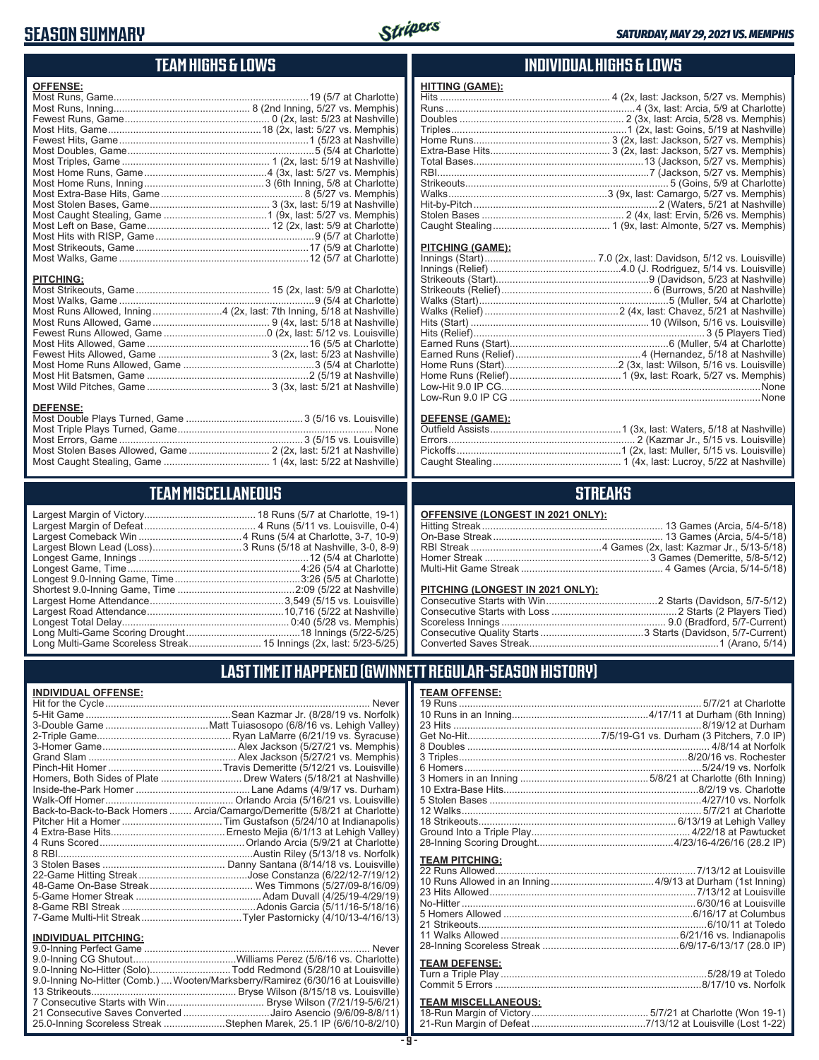# SEASON SUMMARY

*SATURDAY, MAY 29, 2021 VS. MEMPHIS*

## TEAM HIGHS & LOWS

**OFFENSE:**

| | |
|---|---|
| Most Runs, Game | 19 (5/7 at Charlotte) |
| Most Runs, Inning | 8 (2nd Inning, 5/27 vs. Memphis) |
| Fewest Runs, Game | 0 (2x, last: 5/23 at Nashville) |
| Most Hits, Game | 18 (2x, last: 5/27 vs. Memphis) |
| Fewest Hits, Game | 1 (5/23 at Nashville) |
| Most Doubles, Game | 5 (5/4 at Charlotte) |
| Most Triples, Game | 1 (2x, last: 5/19 at Nashville) |
| Most Home Runs, Game | 4 (3x, last: 5/27 vs. Memphis) |
| Most Home Runs, Inning | 3 (6th Inning, 5/8 at Charlotte) |
| Most Extra-Base Hits, Game | 8 (5/27 vs. Memphis) |
| Most Stolen Bases, Game | 3 (3x, last: 5/19 at Nashville) |
| Most Caught Stealing, Game | 1 (9x, last: 5/27 vs. Memphis) |
| Most Left on Base, Game | 12 (2x, last: 5/9 at Charlotte) |
| Most Hits with RISP, Game | 9 (5/7 at Charlotte) |
| Most Strikeouts, Game | 17 (5/9 at Charlotte) |
| Most Walks, Game | 12 (5/7 at Charlotte) |

**PITCHING:**

| | |
|---|---|
| Most Strikeouts, Game | 15 (2x, last: 5/9 at Charlotte) |
| Most Walks, Game | 9 (5/4 at Charlotte) |
| Most Runs Allowed, Inning | 4 (2x, last: 7th Inning, 5/18 at Nashville) |
| Most Runs Allowed, Game | 9 (4x, last: 5/18 at Nashville) |
| Fewest Runs Allowed, Game | 0 (2x, last: 5/12 vs. Louisville) |
| Most Hits Allowed, Game | 16 (5/5 at Charlotte) |
| Fewest Hits Allowed, Game | 3 (2x, last: 5/23 at Nashville) |
| Most Home Runs Allowed, Game | 3 (5/4 at Charlotte) |
| Most Hit Batsmen, Game | 2 (5/19 at Nashville) |
| Most Wild Pitches, Game | 3 (3x, last: 5/21 at Nashville) |

**DEFENSE:**

| | |
|---|---|
| Most Double Plays Turned, Game | 3 (5/16 vs. Louisville) |
| Most Triple Plays Turned, Game | None |
| Most Errors, Game | 3 (5/15 vs. Louisville) |
| Most Stolen Bases Allowed, Game | 2 (2x, last: 5/21 at Nashville) |
| Most Caught Stealing, Game | 1 (4x, last: 5/22 at Nashville) |

## INDIVIDUAL HIGHS & LOWS

**HITTING (GAME):**

| | |
|---|---|
| Hits | 4 (2x, last: Jackson, 5/27 vs. Memphis) |
| Runs | 4 (3x, last: Arcia, 5/9 at Charlotte) |
| Doubles | 2 (3x, last: Arcia, 5/28 vs. Memphis) |
| Triples | 1 (2x, last: Goins, 5/19 at Nashville) |
| Home Runs | 3 (2x, last: Jackson, 5/27 vs. Memphis) |
| Extra-Base Hits | 3 (2x, last: Jackson, 5/27 vs. Memphis) |
| Total Bases | 13 (Jackson, 5/27 vs. Memphis) |
| RBI | 7 (Jackson, 5/27 vs. Memphis) |
| Strikeouts | 5 (Goins, 5/9 at Charlotte) |
| Walks | 3 (9x, last: Camargo, 5/27 vs. Memphis) |
| Hit-by-Pitch | 2 (Waters, 5/21 at Nashville) |
| Stolen Bases | 2 (4x, last: Ervin, 5/26 vs. Memphis) |
| Caught Stealing | 1 (9x, last: Almonte, 5/27 vs. Memphis) |

**PITCHING (GAME):**

| | |
|---|---|
| Innings (Start) | 7.0 (2x, last: Davidson, 5/12 vs. Louisville) |
| Innings (Relief) | 4.0 (J. Rodriguez, 5/14 vs. Louisville) |
| Strikeouts (Start) | 9 (Davidson, 5/23 at Nashville) |
| Strikeouts (Relief) | 6 (Burrows, 5/20 at Nashville) |
| Walks (Start) | 5 (Muller, 5/4 at Charlotte) |
| Walks (Relief) | 2 (4x, last: Chavez, 5/21 at Nashville) |
| Hits (Start) | 10 (Wilson, 5/16 vs. Louisville) |
| Hits (Relief) | 3 (5 Players Tied) |
| Earned Runs (Start) | 6 (Muller, 5/4 at Charlotte) |
| Earned Runs (Relief) | 4 (Hernandez, 5/18 at Nashville) |
| Home Runs (Start) | 2 (3x, last: Wilson, 5/16 vs. Louisville) |
| Home Runs (Relief) | 1 (9x, last: Roark, 5/27 vs. Memphis) |
| Low-Hit 9.0 IP CG | None |
| Low-Run 9.0 IP CG | None |

**DEFENSE (GAME):**

| | |
|---|---|
| Outfield Assists | 1 (3x, last: Waters, 5/18 at Nashville) |
| Errors | 2 (Kazmar Jr., 5/15 vs. Louisville) |
| Pickoffs | 1 (2x, last: Muller, 5/15 vs. Louisville) |
| Caught Stealing | 1 (4x, last: Lucroy, 5/22 at Nashville) |

## TEAM MISCELLANEOUS

| | |
|---|---|
| Largest Margin of Victory | 18 Runs (5/7 at Charlotte, 19-1) |
| Largest Margin of Defeat | 4 Runs (5/11 vs. Louisville, 0-4) |
| Largest Comeback Win | 4 Runs (5/4 at Charlotte, 3-7, 10-9) |
| Largest Blown Lead (Loss) | 3 Runs (5/18 at Nashville, 3-0, 8-9) |
| Longest Game, Innings | 12 (5/4 at Charlotte) |
| Longest Game, Time | 4:26 (5/4 at Charlotte) |
| Longest 9.0-Inning Game, Time | 3:26 (5/5 at Charlotte) |
| Shortest 9.0-Inning Game, Time | 2:09 (5/22 at Nashville) |
| Largest Home Attendance | 3,549 (5/15 vs. Louisville) |
| Largest Road Attendance | 10,716 (5/22 at Nashville) |
| Longest Total Delay | 0:40 (5/28 vs. Memphis) |
| Long Multi-Game Scoring Drought | 18 Innings (5/22-5/25) |
| Long Multi-Game Scoreless Streak | 15 Innings (2x, last: 5/23-5/25) |

## STREAKS

**OFFENSIVE (LONGEST IN 2021 ONLY):**

| | |
|---|---|
| Hitting Streak | 13 Games (Arcia, 5/4-5/18) |
| On-Base Streak | 13 Games (Arcia, 5/4-5/18) |
| RBI Streak | 4 Games (2x, last: Kazmar Jr., 5/13-5/18) |
| Homer Streak | 3 Games (Demeritte, 5/8-5/12) |
| Multi-Hit Game Streak | 4 Games (Arcia, 5/14-5/18) |

**PITCHING (LONGEST IN 2021 ONLY):**

| | |
|---|---|
| Consecutive Starts with Win | 2 Starts (Davidson, 5/7-5/12) |
| Consecutive Starts with Loss | 2 Starts (2 Players Tied) |
| Scoreless Innings | 9.0 (Bradford, 5/7-Current) |
| Consecutive Quality Starts | 3 Starts (Davidson, 5/7-Current) |
| Converted Saves Streak | 1 (Arano, 5/14) |

## LAST TIME IT HAPPENED (GWINNETT REGULAR-SEASON HISTORY)

**INDIVIDUAL OFFENSE:**

| | |
|---|---|
| Hit for the Cycle | Never |
| 5-Hit Game | Sean Kazmar Jr. (8/28/19 vs. Norfolk) |
| 3-Double Game | Matt Tuiasosopo (6/8/16 vs. Lehigh Valley) |
| 2-Triple Game | Ryan LaMarre (6/21/19 vs. Syracuse) |
| 3-Homer Game | Alex Jackson (5/27/21 vs. Memphis) |
| Grand Slam | Alex Jackson (5/27/21 vs. Memphis) |
| Pinch-Hit Homer | Travis Demeritte (5/12/21 vs. Louisville) |
| Homers, Both Sides of Plate | Drew Waters (5/18/21 at Nashville) |
| Inside-the-Park Homer | Lane Adams (4/9/17 vs. Durham) |
| Walk-Off Homer | Orlando Arcia (5/16/21 vs. Louisville) |
| Back-to-Back-to-Back Homers | Arcia/Camargo/Demeritte (5/8/21 at Charlotte) |
| Pitcher Hit a Homer | Tim Gustafson (5/24/10 at Indianapolis) |
| 4 Extra-Base Hits | Ernesto Mejia (6/1/13 at Lehigh Valley) |
| 4 Runs Scored | Orlando Arcia (5/9/21 at Charlotte) |
| 8 RBI | Austin Riley (5/13/18 vs. Norfolk) |
| 3 Stolen Bases | Danny Santana (8/14/18 vs. Louisville) |
| 22-Game Hitting Streak | Jose Constanza (6/22/12-7/19/12) |
| 48-Game On-Base Streak | Wes Timmons (5/27/09-8/16/09) |
| 5-Game Homer Streak | Adam Duvall (4/25/19-4/29/19) |
| 8-Game RBI Streak | Adonis Garcia (5/11/16-5/18/16) |
| 7-Game Multi-Hit Streak | Tyler Pastornicky (4/10/13-4/16/13) |

**INDIVIDUAL PITCHING:**

| | |
|---|---|
| 9.0-Inning Perfect Game | Never |
| 9.0-Inning CG Shutout | Williams Perez (5/6/16 vs. Charlotte) |
| 9.0-Inning No-Hitter (Solo) | Todd Redmond (5/28/10 at Louisville) |
| 9.0-Inning No-Hitter (Comb.) | Wooten/Marksberry/Ramirez (6/30/16 at Louisville) |
| 13 Strikeouts | Bryse Wilson (8/15/18 vs. Louisville) |
| 7 Consecutive Starts with Win | Bryse Wilson (7/21/19-5/6/21) |
| 21 Consecutive Saves Converted | Jairo Asencio (9/6/09-8/8/11) |
| 25.0-Inning Scoreless Streak | Stephen Marek, 25.1 IP (6/6/10-8/2/10) |

**TEAM OFFENSE:**

| | |
|---|---|
| 19 Runs | 5/7/21 at Charlotte |
| 10 Runs in an Inning | 4/17/11 at Durham (6th Inning) |
| 23 Hits | 8/19/12 at Durham |
| Get No-Hit | 7/5/19-G1 vs. Durham (3 Pitchers, 7.0 IP) |
| 8 Doubles | 4/8/14 at Norfolk |
| 3 Triples | 8/20/16 vs. Rochester |
| 6 Homers | 5/24/19 vs. Norfolk |
| 3 Homers in an Inning | 5/8/21 at Charlotte (6th Inning) |
| 10 Extra-Base Hits | 8/2/19 vs. Charlotte |
| 5 Stolen Bases | 4/27/10 vs. Norfolk |
| 12 Walks | 5/7/21 at Charlotte |
| 18 Strikeouts | 6/13/19 at Lehigh Valley |
| Ground Into a Triple Play | 4/22/18 at Pawtucket |
| 28-Inning Scoring Drought | 4/23/16-4/26/16 (28.2 IP) |

**TEAM PITCHING:**

| | |
|---|---|
| 22 Runs Allowed | 7/13/12 at Louisville |
| 10 Runs Allowed in an Inning | 4/9/13 at Durham (1st Inning) |
| 23 Hits Allowed | 7/13/12 at Louisville |
| No-Hitter | 6/30/16 at Louisville |
| 5 Homers Allowed | 6/16/17 at Columbus |
| 21 Strikeouts | 6/10/11 at Toledo |
| 11 Walks Allowed | 6/21/16 vs. Indianapolis |
| 28-Inning Scoreless Streak | 6/9/17-6/13/17 (28.0 IP) |

**TEAM DEFENSE:**

| | |
|---|---|
| Turn a Triple Play | 5/28/19 at Toledo |
| Commit 5 Errors | 8/17/10 vs. Norfolk |

**TEAM MISCELLANEOUS:**

| | |
|---|---|
| 18-Run Margin of Victory | 5/7/21 at Charlotte (Won 19-1) |
| 21-Run Margin of Defeat | 7/13/12 at Louisville (Lost 1-22) |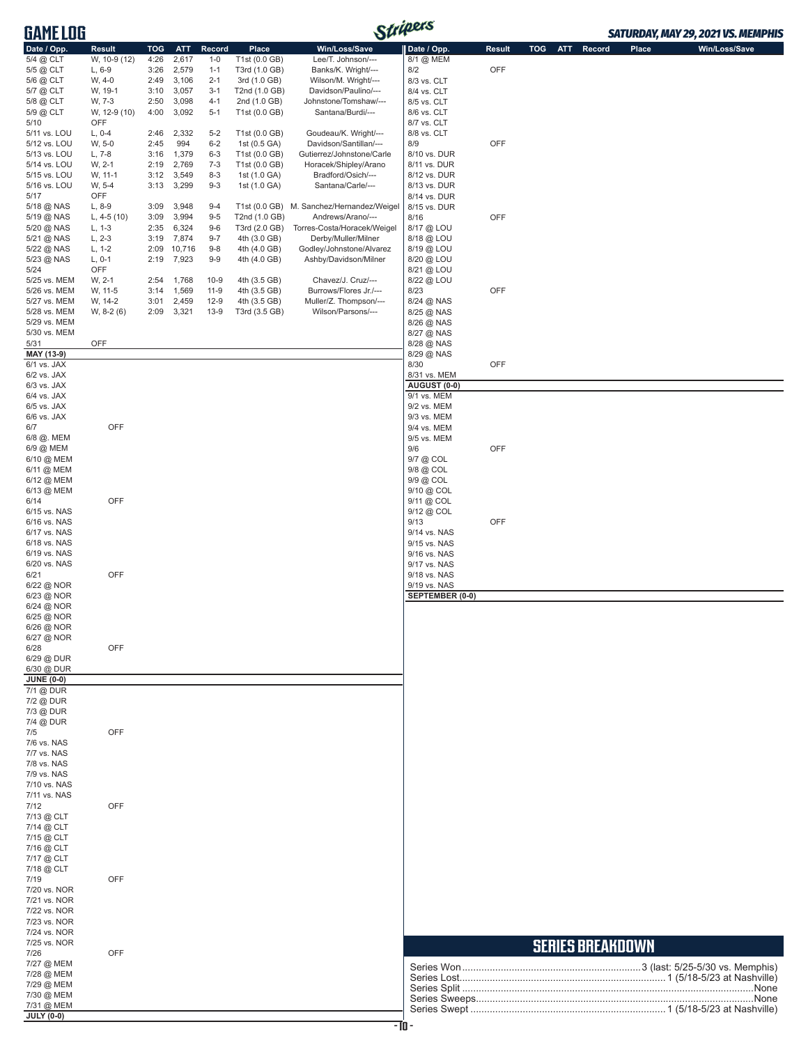# GAME LOG

**SATURDAY, MAY 29, 2021 VS. MEMPHIS**

| Date / Opp. | Result | TOG | ATT | Record | Place | Win/Loss/Save |
|---|---|---|---|---|---|---|
| 5/4 @ CLT | W, 10-9 (12) | 4:26 | 2,617 | 1-0 | T1st (0.0 GB) | Lee/T. Johnson/--- |
| 5/5 @ CLT | L, 6-9 | 3:26 | 2,579 | 1-1 | T3rd (1.0 GB) | Banks/K. Wright/--- |
| 5/6 @ CLT | W, 4-0 | 2:49 | 3,106 | 2-1 | 3rd (1.0 GB) | Wilson/M. Wright/--- |
| 5/7 @ CLT | W, 19-1 | 3:10 | 3,057 | 3-1 | T2nd (1.0 GB) | Davidson/Paulino/--- |
| 5/8 @ CLT | W, 7-3 | 2:50 | 3,098 | 4-1 | 2nd (1.0 GB) | Johnstone/Tomshaw/--- |
| 5/9 @ CLT | W, 12-9 (10) | 4:00 | 3,092 | 5-1 | T1st (0.0 GB) | Santana/Burdi/--- |
| 5/10 | OFF | | | | | |
| 5/11 vs. LOU | L, 0-4 | 2:46 | 2,332 | 5-2 | T1st (0.0 GB) | Goudeau/K. Wright/--- |
| 5/12 vs. LOU | W, 5-0 | 2:45 | 994 | 6-2 | 1st (0.5 GA) | Davidson/Santillan/--- |
| 5/13 vs. LOU | L, 7-8 | 3:16 | 1,379 | 6-3 | T1st (0.0 GB) | Gutierrez/Johnstone/Carle |
| 5/14 vs. LOU | W, 2-1 | 2:19 | 2,769 | 7-3 | T1st (0.0 GB) | Horacek/Shipley/Arano |
| 5/15 vs. LOU | W, 11-1 | 3:12 | 3,549 | 8-3 | 1st (1.0 GA) | Bradford/Osich/--- |
| 5/16 vs. LOU | W, 5-4 | 3:13 | 3,299 | 9-3 | 1st (1.0 GA) | Santana/Carle/--- |
| 5/17 | OFF | | | | | |
| 5/18 @ NAS | L, 8-9 | 3:09 | 3,948 | 9-4 | T1st (0.0 GB) | M. Sanchez/Hernandez/Weigel |
| 5/19 @ NAS | L, 4-5 (10) | 3:09 | 3,994 | 9-5 | T2nd (1.0 GB) | Andrews/Arano/--- |
| 5/20 @ NAS | L, 1-3 | 2:35 | 6,324 | 9-6 | T3rd (2.0 GB) | Torres-Costa/Horacek/Weigel |
| 5/21 @ NAS | L, 2-3 | 3:19 | 7,874 | 9-7 | 4th (3.0 GB) | Derby/Muller/Milner |
| 5/22 @ NAS | L, 1-2 | 2:09 | 10,716 | 9-8 | 4th (4.0 GB) | Godley/Johnstone/Alvarez |
| 5/23 @ NAS | L, 0-1 | 2:19 | 7,923 | 9-9 | 4th (4.0 GB) | Ashby/Davidson/Milner |
| 5/24 | OFF | | | | | |
| 5/25 vs. MEM | W, 2-1 | 2:54 | 1,768 | 10-9 | 4th (3.5 GB) | Chavez/J. Cruz/--- |
| 5/26 vs. MEM | W, 11-5 | 3:14 | 1,569 | 11-9 | 4th (3.5 GB) | Burrows/Flores Jr./--- |
| 5/27 vs. MEM | W, 14-2 | 3:01 | 2,459 | 12-9 | 4th (3.5 GB) | Muller/Z. Thompson/--- |
| 5/28 vs. MEM | W, 8-2 (6) | 2:09 | 3,321 | 13-9 | T3rd (3.5 GB) | Wilson/Parsons/--- |
| 5/29 vs. MEM | | | | | | |
| 5/30 vs. MEM | | | | | | |
| 5/31 | OFF | | | | | |
| **MAY (13-9)** | | | | | | |
| 6/1 vs. JAX | | | | | | |
| 6/2 vs. JAX | | | | | | |
| 6/3 vs. JAX | | | | | | |
| 6/4 vs. JAX | | | | | | |
| 6/5 vs. JAX | | | | | | |
| 6/6 vs. JAX | | | | | | |
| 6/7 | OFF | | | | | |
| 6/8 @. MEM | | | | | | |
| 6/9 @ MEM | | | | | | |
| 6/10 @ MEM | | | | | | |
| 6/11 @ MEM | | | | | | |
| 6/12 @ MEM | | | | | | |
| 6/13 @ MEM | | | | | | |
| 6/14 | OFF | | | | | |
| 6/15 vs. NAS | | | | | | |
| 6/16 vs. NAS | | | | | | |
| 6/17 vs. NAS | | | | | | |
| 6/18 vs. NAS | | | | | | |
| 6/19 vs. NAS | | | | | | |
| 6/20 vs. NAS | | | | | | |
| 6/21 | OFF | | | | | |
| 6/22 @ NOR | | | | | | |
| 6/23 @ NOR | | | | | | |
| 6/24 @ NOR | | | | | | |
| 6/25 @ NOR | | | | | | |
| 6/26 @ NOR | | | | | | |
| 6/27 @ NOR | | | | | | |
| 6/28 | OFF | | | | | |
| 6/29 @ DUR | | | | | | |
| 6/30 @ DUR | | | | | | |
| **JUNE (0-0)** | | | | | | |
| 7/1 @ DUR | | | | | | |
| 7/2 @ DUR | | | | | | |
| 7/3 @ DUR | | | | | | |
| 7/4 @ DUR | | | | | | |
| 7/5 | OFF | | | | | |
| 7/6 vs. NAS | | | | | | |
| 7/7 vs. NAS | | | | | | |
| 7/8 vs. NAS | | | | | | |
| 7/9 vs. NAS | | | | | | |
| 7/10 vs. NAS | | | | | | |
| 7/11 vs. NAS | | | | | | |
| 7/12 | OFF | | | | | |
| 7/13 @ CLT | | | | | | |
| 7/14 @ CLT | | | | | | |
| 7/15 @ CLT | | | | | | |
| 7/16 @ CLT | | | | | | |
| 7/17 @ CLT | | | | | | |
| 7/18 @ CLT | | | | | | |
| 7/19 | OFF | | | | | |
| 7/20 vs. NOR | | | | | | |
| 7/21 vs. NOR | | | | | | |
| 7/22 vs. NOR | | | | | | |
| 7/23 vs. NOR | | | | | | |
| 7/24 vs. NOR | | | | | | |
| 7/25 vs. NOR | | | | | | |
| 7/26 | OFF | | | | | |
| 7/27 @ MEM | | | | | | |
| 7/28 @ MEM | | | | | | |
| 7/29 @ MEM | | | | | | |
| 7/30 @ MEM | | | | | | |
| 7/31 @ MEM | | | | | | |
| **JULY (0-0)** | | | | | | |

| Date / Opp. | Result | TOG | ATT | Record | Place | Win/Loss/Save |
|---|---|---|---|---|---|---|
| 8/1 @ MEM | | | | | | |
| 8/2 | OFF | | | | | |
| 8/3 vs. CLT | | | | | | |
| 8/4 vs. CLT | | | | | | |
| 8/5 vs. CLT | | | | | | |
| 8/6 vs. CLT | | | | | | |
| 8/7 vs. CLT | | | | | | |
| 8/8 vs. CLT | | | | | | |
| 8/9 | OFF | | | | | |
| 8/10 vs. DUR | | | | | | |
| 8/11 vs. DUR | | | | | | |
| 8/12 vs. DUR | | | | | | |
| 8/13 vs. DUR | | | | | | |
| 8/14 vs. DUR | | | | | | |
| 8/15 vs. DUR | | | | | | |
| 8/16 | OFF | | | | | |
| 8/17 @ LOU | | | | | | |
| 8/18 @ LOU | | | | | | |
| 8/19 @ LOU | | | | | | |
| 8/20 @ LOU | | | | | | |
| 8/21 @ LOU | | | | | | |
| 8/22 @ LOU | | | | | | |
| 8/23 | OFF | | | | | |
| 8/24 @ NAS | | | | | | |
| 8/25 @ NAS | | | | | | |
| 8/26 @ NAS | | | | | | |
| 8/27 @ NAS | | | | | | |
| 8/28 @ NAS | | | | | | |
| 8/29 @ NAS | | | | | | |
| 8/30 | OFF | | | | | |
| 8/31 vs. MEM | | | | | | |
| **AUGUST (0-0)** | | | | | | |
| 9/1 vs. MEM | | | | | | |
| 9/2 vs. MEM | | | | | | |
| 9/3 vs. MEM | | | | | | |
| 9/4 vs. MEM | | | | | | |
| 9/5 vs. MEM | | | | | | |
| 9/6 | OFF | | | | | |
| 9/7 @ COL | | | | | | |
| 9/8 @ COL | | | | | | |
| 9/9 @ COL | | | | | | |
| 9/10 @ COL | | | | | | |
| 9/11 @ COL | | | | | | |
| 9/12 @ COL | | | | | | |
| 9/13 | OFF | | | | | |
| 9/14 vs. NAS | | | | | | |
| 9/15 vs. NAS | | | | | | |
| 9/16 vs. NAS | | | | | | |
| 9/17 vs. NAS | | | | | | |
| 9/18 vs. NAS | | | | | | |
| 9/19 vs. NAS | | | | | | |
| **SEPTEMBER (0-0)** | | | | | | |

## SERIES BREAKDOWN

Series Won..........3 (last: 5/25-5/30 vs. Memphis)
Series Lost..........1 (5/18-5/23 at Nashville)
Series Split..........None
Series Sweeps..........None
Series Swept..........1 (5/18-5/23 at Nashville)